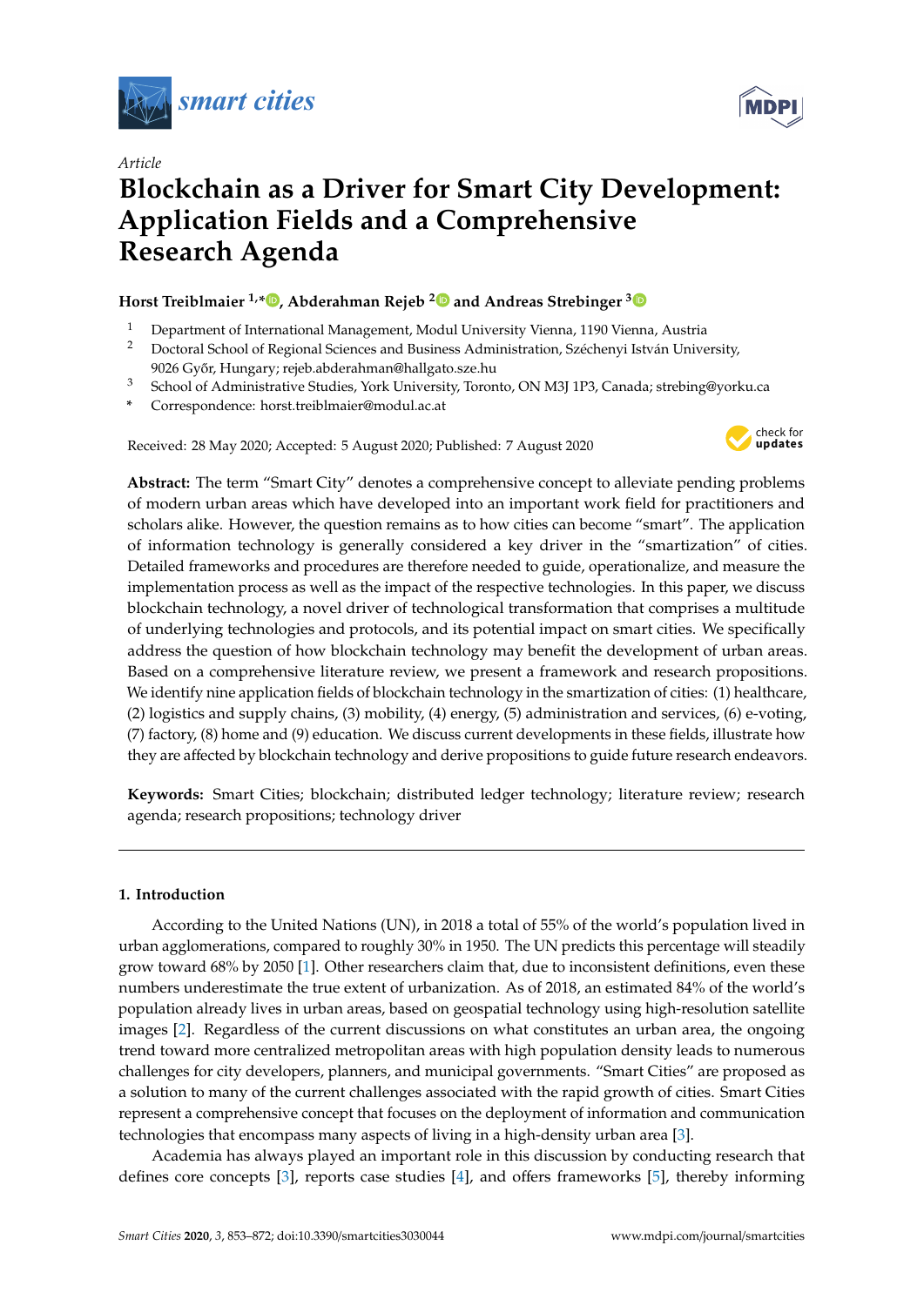*Article*

# Blockchain as a Driver for Smart City Development: Application Fields and a Comprehensive Research Agenda

**Horst Treiblmaier [1,*], Abderahman Rejeb [2] and Andreas Strebinger [3]**

[1] Department of International Management, Modul University Vienna, 1190 Vienna, Austria
[2] Doctoral School of Regional Sciences and Business Administration, Széchenyi István University, 9026 Győr, Hungary; rejeb.abderahman@hallgato.sze.hu
[3] School of Administrative Studies, York University, Toronto, ON M3J 1P3, Canada; strebing@yorku.ca
* Correspondence: horst.treiblmaier@modul.ac.at

Received: 28 May 2020; Accepted: 5 August 2020; Published: 7 August 2020

**Abstract:** The term "Smart City" denotes a comprehensive concept to alleviate pending problems of modern urban areas which have developed into an important work field for practitioners and scholars alike. However, the question remains as to how cities can become "smart". The application of information technology is generally considered a key driver in the "smartization" of cities. Detailed frameworks and procedures are therefore needed to guide, operationalize, and measure the implementation process as well as the impact of the respective technologies. In this paper, we discuss blockchain technology, a novel driver of technological transformation that comprises a multitude of underlying technologies and protocols, and its potential impact on smart cities. We specifically address the question of how blockchain technology may benefit the development of urban areas. Based on a comprehensive literature review, we present a framework and research propositions. We identify nine application fields of blockchain technology in the smartization of cities: (1) healthcare, (2) logistics and supply chains, (3) mobility, (4) energy, (5) administration and services, (6) e-voting, (7) factory, (8) home and (9) education. We discuss current developments in these fields, illustrate how they are affected by blockchain technology and derive propositions to guide future research endeavors.

**Keywords:** Smart Cities; blockchain; distributed ledger technology; literature review; research agenda; research propositions; technology driver

## 1. Introduction

According to the United Nations (UN), in 2018 a total of 55% of the world's population lived in urban agglomerations, compared to roughly 30% in 1950. The UN predicts this percentage will steadily grow toward 68% by 2050 [1]. Other researchers claim that, due to inconsistent definitions, even these numbers underestimate the true extent of urbanization. As of 2018, an estimated 84% of the world's population already lives in urban areas, based on geospatial technology using high-resolution satellite images [2]. Regardless of the current discussions on what constitutes an urban area, the ongoing trend toward more centralized metropolitan areas with high population density leads to numerous challenges for city developers, planners, and municipal governments. "Smart Cities" are proposed as a solution to many of the current challenges associated with the rapid growth of cities. Smart Cities represent a comprehensive concept that focuses on the deployment of information and communication technologies that encompass many aspects of living in a high-density urban area [3].

Academia has always played an important role in this discussion by conducting research that defines core concepts [3], reports case studies [4], and offers frameworks [5], thereby informing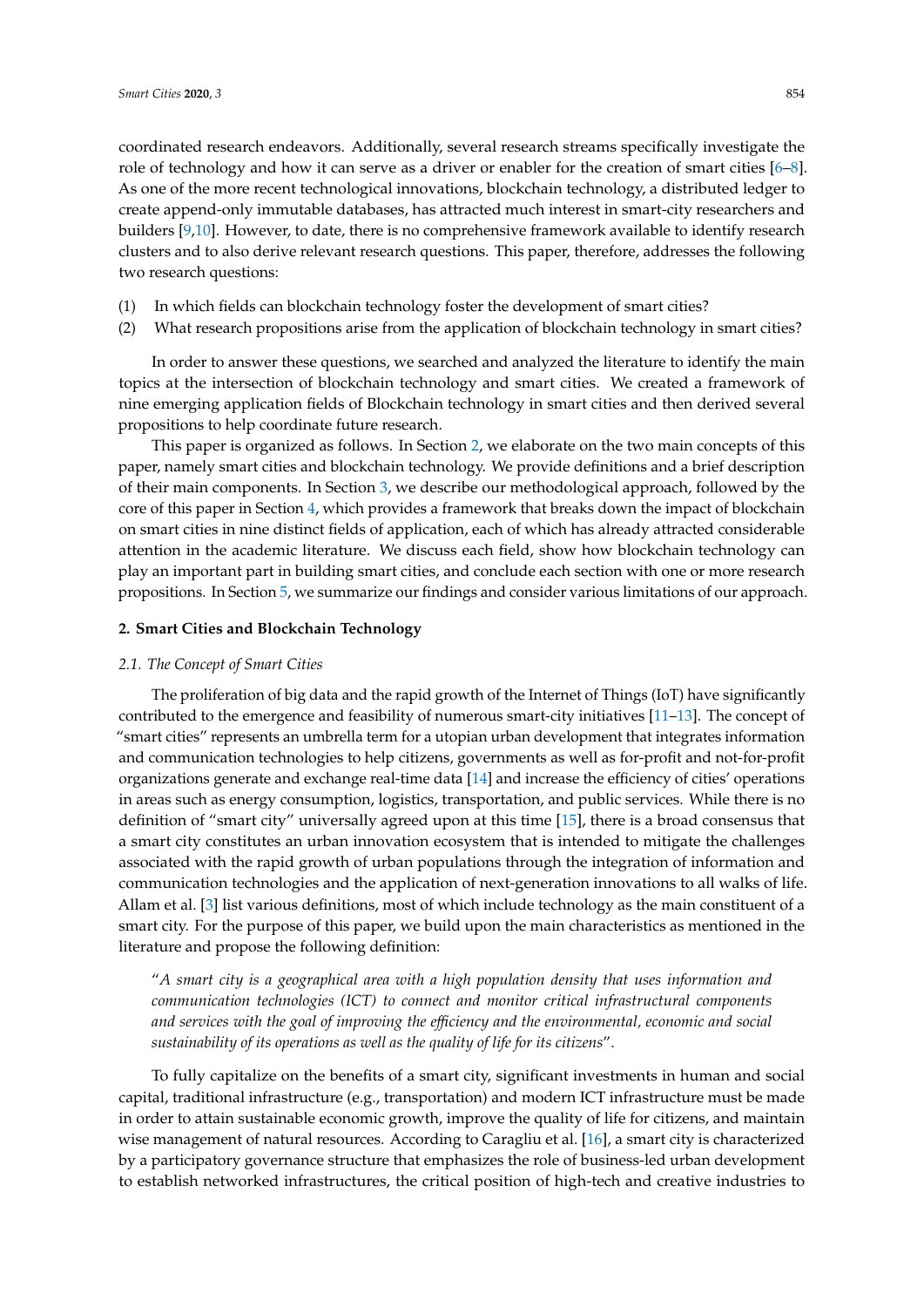coordinated research endeavors. Additionally, several research streams specifically investigate the role of technology and how it can serve as a driver or enabler for the creation of smart cities [6–8]. As one of the more recent technological innovations, blockchain technology, a distributed ledger to create append-only immutable databases, has attracted much interest in smart-city researchers and builders [9,10]. However, to date, there is no comprehensive framework available to identify research clusters and to also derive relevant research questions. This paper, therefore, addresses the following two research questions:

(1) In which fields can blockchain technology foster the development of smart cities?
(2) What research propositions arise from the application of blockchain technology in smart cities?

In order to answer these questions, we searched and analyzed the literature to identify the main topics at the intersection of blockchain technology and smart cities. We created a framework of nine emerging application fields of Blockchain technology in smart cities and then derived several propositions to help coordinate future research.

This paper is organized as follows. In Section 2, we elaborate on the two main concepts of this paper, namely smart cities and blockchain technology. We provide definitions and a brief description of their main components. In Section 3, we describe our methodological approach, followed by the core of this paper in Section 4, which provides a framework that breaks down the impact of blockchain on smart cities in nine distinct fields of application, each of which has already attracted considerable attention in the academic literature. We discuss each field, show how blockchain technology can play an important part in building smart cities, and conclude each section with one or more research propositions. In Section 5, we summarize our findings and consider various limitations of our approach.

## 2. Smart Cities and Blockchain Technology

### 2.1. The Concept of Smart Cities

The proliferation of big data and the rapid growth of the Internet of Things (IoT) have significantly contributed to the emergence and feasibility of numerous smart-city initiatives [11–13]. The concept of "smart cities" represents an umbrella term for a utopian urban development that integrates information and communication technologies to help citizens, governments as well as for-profit and not-for-profit organizations generate and exchange real-time data [14] and increase the efficiency of cities' operations in areas such as energy consumption, logistics, transportation, and public services. While there is no definition of "smart city" universally agreed upon at this time [15], there is a broad consensus that a smart city constitutes an urban innovation ecosystem that is intended to mitigate the challenges associated with the rapid growth of urban populations through the integration of information and communication technologies and the application of next-generation innovations to all walks of life. Allam et al. [3] list various definitions, most of which include technology as the main constituent of a smart city. For the purpose of this paper, we build upon the main characteristics as mentioned in the literature and propose the following definition:

> "*A smart city is a geographical area with a high population density that uses information and communication technologies (ICT) to connect and monitor critical infrastructural components and services with the goal of improving the efficiency and the environmental, economic and social sustainability of its operations as well as the quality of life for its citizens*".

To fully capitalize on the benefits of a smart city, significant investments in human and social capital, traditional infrastructure (e.g., transportation) and modern ICT infrastructure must be made in order to attain sustainable economic growth, improve the quality of life for citizens, and maintain wise management of natural resources. According to Caragliu et al. [16], a smart city is characterized by a participatory governance structure that emphasizes the role of business-led urban development to establish networked infrastructures, the critical position of high-tech and creative industries to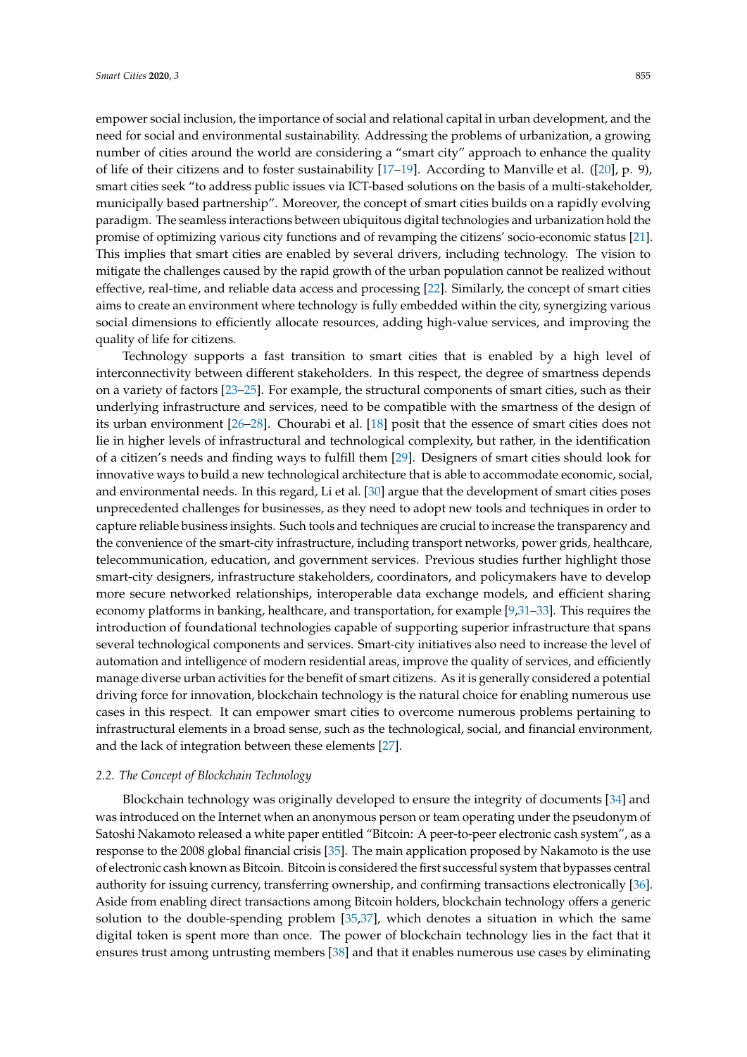empower social inclusion, the importance of social and relational capital in urban development, and the need for social and environmental sustainability. Addressing the problems of urbanization, a growing number of cities around the world are considering a "smart city" approach to enhance the quality of life of their citizens and to foster sustainability [17–19]. According to Manville et al. ([20], p. 9), smart cities seek "to address public issues via ICT-based solutions on the basis of a multi-stakeholder, municipally based partnership". Moreover, the concept of smart cities builds on a rapidly evolving paradigm. The seamless interactions between ubiquitous digital technologies and urbanization hold the promise of optimizing various city functions and of revamping the citizens' socio-economic status [21]. This implies that smart cities are enabled by several drivers, including technology. The vision to mitigate the challenges caused by the rapid growth of the urban population cannot be realized without effective, real-time, and reliable data access and processing [22]. Similarly, the concept of smart cities aims to create an environment where technology is fully embedded within the city, synergizing various social dimensions to efficiently allocate resources, adding high-value services, and improving the quality of life for citizens.

Technology supports a fast transition to smart cities that is enabled by a high level of interconnectivity between different stakeholders. In this respect, the degree of smartness depends on a variety of factors [23–25]. For example, the structural components of smart cities, such as their underlying infrastructure and services, need to be compatible with the smartness of the design of its urban environment [26–28]. Chourabi et al. [18] posit that the essence of smart cities does not lie in higher levels of infrastructural and technological complexity, but rather, in the identification of a citizen's needs and finding ways to fulfill them [29]. Designers of smart cities should look for innovative ways to build a new technological architecture that is able to accommodate economic, social, and environmental needs. In this regard, Li et al. [30] argue that the development of smart cities poses unprecedented challenges for businesses, as they need to adopt new tools and techniques in order to capture reliable business insights. Such tools and techniques are crucial to increase the transparency and the convenience of the smart-city infrastructure, including transport networks, power grids, healthcare, telecommunication, education, and government services. Previous studies further highlight those smart-city designers, infrastructure stakeholders, coordinators, and policymakers have to develop more secure networked relationships, interoperable data exchange models, and efficient sharing economy platforms in banking, healthcare, and transportation, for example [9,31–33]. This requires the introduction of foundational technologies capable of supporting superior infrastructure that spans several technological components and services. Smart-city initiatives also need to increase the level of automation and intelligence of modern residential areas, improve the quality of services, and efficiently manage diverse urban activities for the benefit of smart citizens. As it is generally considered a potential driving force for innovation, blockchain technology is the natural choice for enabling numerous use cases in this respect. It can empower smart cities to overcome numerous problems pertaining to infrastructural elements in a broad sense, such as the technological, social, and financial environment, and the lack of integration between these elements [27].

### 2.2. The Concept of Blockchain Technology

Blockchain technology was originally developed to ensure the integrity of documents [34] and was introduced on the Internet when an anonymous person or team operating under the pseudonym of Satoshi Nakamoto released a white paper entitled "Bitcoin: A peer-to-peer electronic cash system", as a response to the 2008 global financial crisis [35]. The main application proposed by Nakamoto is the use of electronic cash known as Bitcoin. Bitcoin is considered the first successful system that bypasses central authority for issuing currency, transferring ownership, and confirming transactions electronically [36]. Aside from enabling direct transactions among Bitcoin holders, blockchain technology offers a generic solution to the double-spending problem [35,37], which denotes a situation in which the same digital token is spent more than once. The power of blockchain technology lies in the fact that it ensures trust among untrusting members [38] and that it enables numerous use cases by eliminating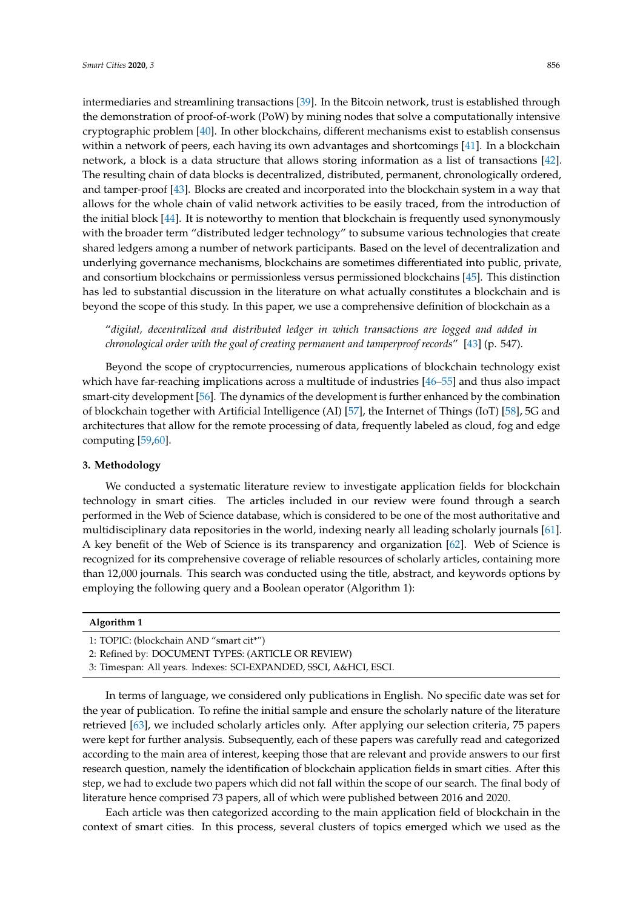intermediaries and streamlining transactions [39]. In the Bitcoin network, trust is established through the demonstration of proof-of-work (PoW) by mining nodes that solve a computationally intensive cryptographic problem [40]. In other blockchains, different mechanisms exist to establish consensus within a network of peers, each having its own advantages and shortcomings [41]. In a blockchain network, a block is a data structure that allows storing information as a list of transactions [42]. The resulting chain of data blocks is decentralized, distributed, permanent, chronologically ordered, and tamper-proof [43]. Blocks are created and incorporated into the blockchain system in a way that allows for the whole chain of valid network activities to be easily traced, from the introduction of the initial block [44]. It is noteworthy to mention that blockchain is frequently used synonymously with the broader term "distributed ledger technology" to subsume various technologies that create shared ledgers among a number of network participants. Based on the level of decentralization and underlying governance mechanisms, blockchains are sometimes differentiated into public, private, and consortium blockchains or permissionless versus permissioned blockchains [45]. This distinction has led to substantial discussion in the literature on what actually constitutes a blockchain and is beyond the scope of this study. In this paper, we use a comprehensive definition of blockchain as a

> "*digital, decentralized and distributed ledger in which transactions are logged and added in chronological order with the goal of creating permanent and tamperproof records*" [43] (p. 547).

Beyond the scope of cryptocurrencies, numerous applications of blockchain technology exist which have far-reaching implications across a multitude of industries [46–55] and thus also impact smart-city development [56]. The dynamics of the development is further enhanced by the combination of blockchain together with Artificial Intelligence (AI) [57], the Internet of Things (IoT) [58], 5G and architectures that allow for the remote processing of data, frequently labeled as cloud, fog and edge computing [59,60].

## 3. Methodology

We conducted a systematic literature review to investigate application fields for blockchain technology in smart cities. The articles included in our review were found through a search performed in the Web of Science database, which is considered to be one of the most authoritative and multidisciplinary data repositories in the world, indexing nearly all leading scholarly journals [61]. A key benefit of the Web of Science is its transparency and organization [62]. Web of Science is recognized for its comprehensive coverage of reliable resources of scholarly articles, containing more than 12,000 journals. This search was conducted using the title, abstract, and keywords options by employing the following query and a Boolean operator (Algorithm 1):

**Algorithm 1**

```
1: TOPIC: (blockchain AND "smart cit*")
2: Refined by: DOCUMENT TYPES: (ARTICLE OR REVIEW)
3: Timespan: All years. Indexes: SCI-EXPANDED, SSCI, A&HCI, ESCI.
```

In terms of language, we considered only publications in English. No specific date was set for the year of publication. To refine the initial sample and ensure the scholarly nature of the literature retrieved [63], we included scholarly articles only. After applying our selection criteria, 75 papers were kept for further analysis. Subsequently, each of these papers was carefully read and categorized according to the main area of interest, keeping those that are relevant and provide answers to our first research question, namely the identification of blockchain application fields in smart cities. After this step, we had to exclude two papers which did not fall within the scope of our search. The final body of literature hence comprised 73 papers, all of which were published between 2016 and 2020.

Each article was then categorized according to the main application field of blockchain in the context of smart cities. In this process, several clusters of topics emerged which we used as the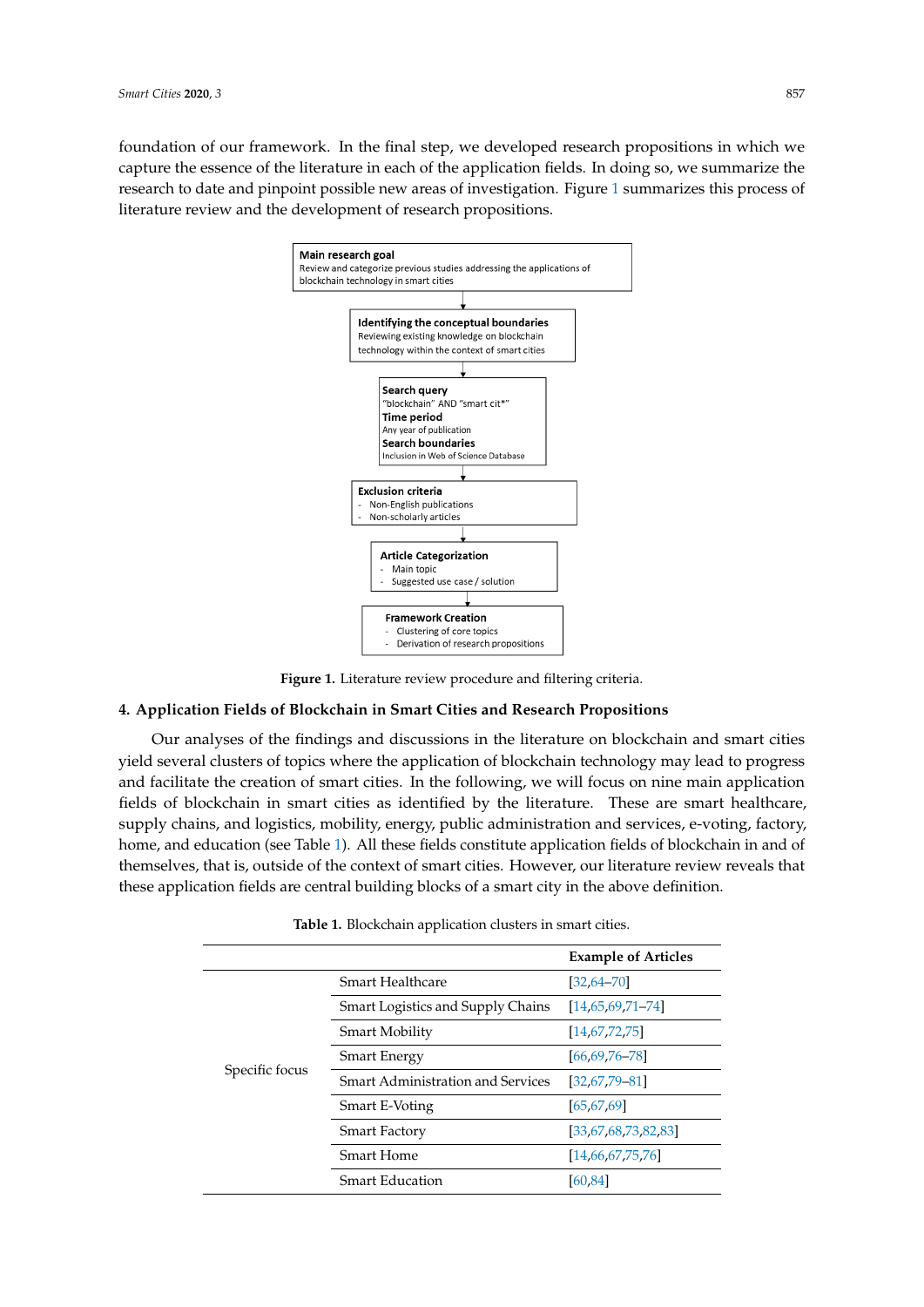foundation of our framework. In the final step, we developed research propositions in which we capture the essence of the literature in each of the application fields. In doing so, we summarize the research to date and pinpoint possible new areas of investigation. Figure 1 summarizes this process of literature review and the development of research propositions.

**Main research goal**
Review and categorize previous studies addressing the applications of blockchain technology in smart cities

↓

**Identifying the conceptual boundaries**
Reviewing existing knowledge on blockchain technology within the context of smart cities

↓

**Search query**
"blockchain" AND "smart cit*"
**Time period**
Any year of publication
**Search boundaries**
Inclusion in Web of Science Database

↓

**Exclusion criteria**
- Non-English publications
- Non-scholarly articles

↓

**Article Categorization**
- Main topic
- Suggested use case / solution

↓

**Framework Creation**
- Clustering of core topics
- Derivation of research propositions

**Figure 1.** Literature review procedure and filtering criteria.

## 4. Application Fields of Blockchain in Smart Cities and Research Propositions

Our analyses of the findings and discussions in the literature on blockchain and smart cities yield several clusters of topics where the application of blockchain technology may lead to progress and facilitate the creation of smart cities. In the following, we will focus on nine main application fields of blockchain in smart cities as identified by the literature. These are smart healthcare, supply chains, and logistics, mobility, energy, public administration and services, e-voting, factory, home, and education (see Table 1). All these fields constitute application fields of blockchain in and of themselves, that is, outside of the context of smart cities. However, our literature review reveals that these application fields are central building blocks of a smart city in the above definition.

**Table 1.** Blockchain application clusters in smart cities.

| | | Example of Articles |
|---|---|---|
| Specific focus | Smart Healthcare | [32,64–70] |
| | Smart Logistics and Supply Chains | [14,65,69,71–74] |
| | Smart Mobility | [14,67,72,75] |
| | Smart Energy | [66,69,76–78] |
| | Smart Administration and Services | [32,67,79–81] |
| | Smart E-Voting | [65,67,69] |
| | Smart Factory | [33,67,68,73,82,83] |
| | Smart Home | [14,66,67,75,76] |
| | Smart Education | [60,84] |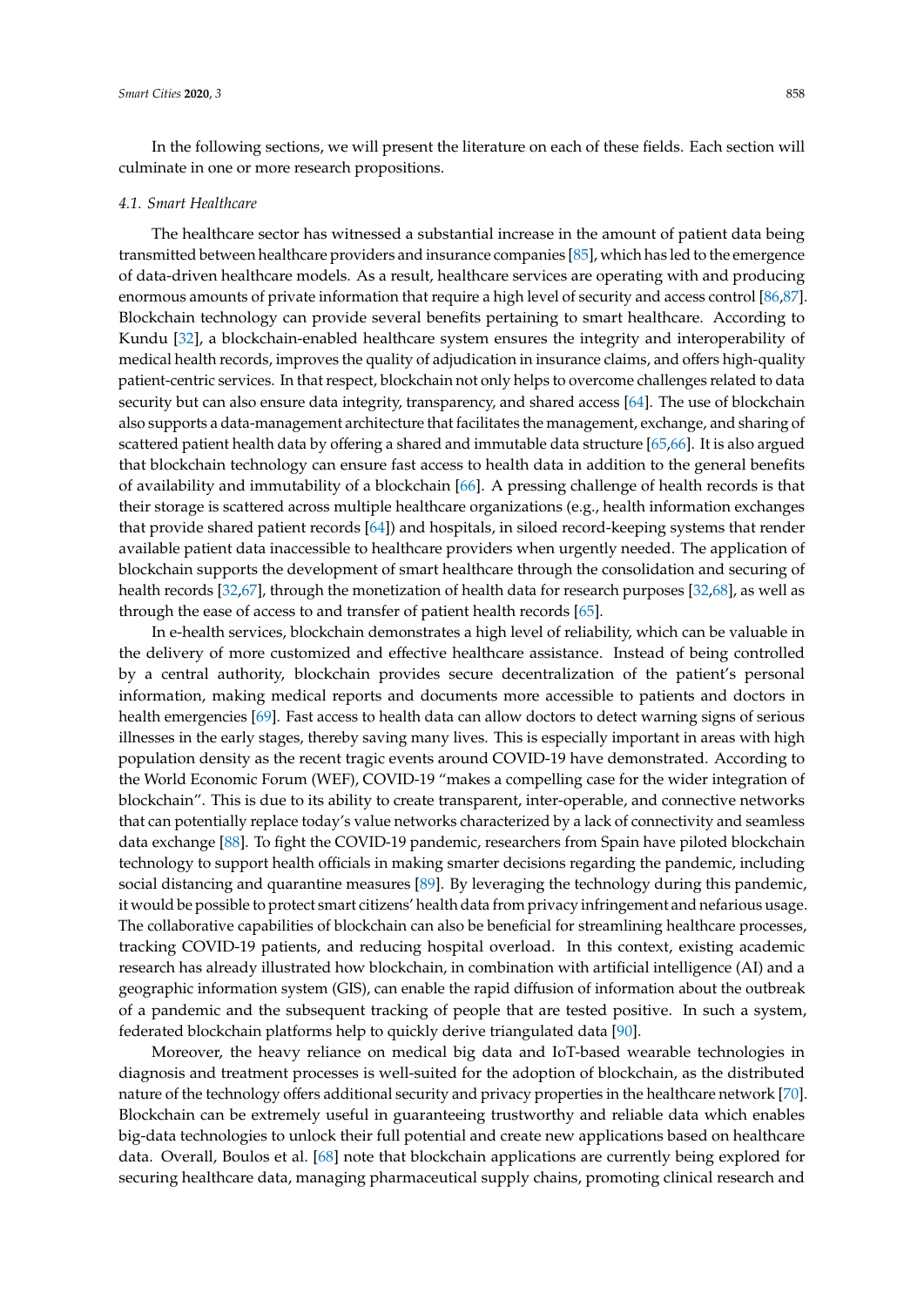In the following sections, we will present the literature on each of these fields. Each section will culminate in one or more research propositions.

### 4.1. Smart Healthcare

The healthcare sector has witnessed a substantial increase in the amount of patient data being transmitted between healthcare providers and insurance companies [85], which has led to the emergence of data-driven healthcare models. As a result, healthcare services are operating with and producing enormous amounts of private information that require a high level of security and access control [86,87]. Blockchain technology can provide several benefits pertaining to smart healthcare. According to Kundu [32], a blockchain-enabled healthcare system ensures the integrity and interoperability of medical health records, improves the quality of adjudication in insurance claims, and offers high-quality patient-centric services. In that respect, blockchain not only helps to overcome challenges related to data security but can also ensure data integrity, transparency, and shared access [64]. The use of blockchain also supports a data-management architecture that facilitates the management, exchange, and sharing of scattered patient health data by offering a shared and immutable data structure [65,66]. It is also argued that blockchain technology can ensure fast access to health data in addition to the general benefits of availability and immutability of a blockchain [66]. A pressing challenge of health records is that their storage is scattered across multiple healthcare organizations (e.g., health information exchanges that provide shared patient records [64]) and hospitals, in siloed record-keeping systems that render available patient data inaccessible to healthcare providers when urgently needed. The application of blockchain supports the development of smart healthcare through the consolidation and securing of health records [32,67], through the monetization of health data for research purposes [32,68], as well as through the ease of access to and transfer of patient health records [65].

In e-health services, blockchain demonstrates a high level of reliability, which can be valuable in the delivery of more customized and effective healthcare assistance. Instead of being controlled by a central authority, blockchain provides secure decentralization of the patient's personal information, making medical reports and documents more accessible to patients and doctors in health emergencies [69]. Fast access to health data can allow doctors to detect warning signs of serious illnesses in the early stages, thereby saving many lives. This is especially important in areas with high population density as the recent tragic events around COVID-19 have demonstrated. According to the World Economic Forum (WEF), COVID-19 "makes a compelling case for the wider integration of blockchain". This is due to its ability to create transparent, inter-operable, and connective networks that can potentially replace today's value networks characterized by a lack of connectivity and seamless data exchange [88]. To fight the COVID-19 pandemic, researchers from Spain have piloted blockchain technology to support health officials in making smarter decisions regarding the pandemic, including social distancing and quarantine measures [89]. By leveraging the technology during this pandemic, it would be possible to protect smart citizens' health data from privacy infringement and nefarious usage. The collaborative capabilities of blockchain can also be beneficial for streamlining healthcare processes, tracking COVID-19 patients, and reducing hospital overload. In this context, existing academic research has already illustrated how blockchain, in combination with artificial intelligence (AI) and a geographic information system (GIS), can enable the rapid diffusion of information about the outbreak of a pandemic and the subsequent tracking of people that are tested positive. In such a system, federated blockchain platforms help to quickly derive triangulated data [90].

Moreover, the heavy reliance on medical big data and IoT-based wearable technologies in diagnosis and treatment processes is well-suited for the adoption of blockchain, as the distributed nature of the technology offers additional security and privacy properties in the healthcare network [70]. Blockchain can be extremely useful in guaranteeing trustworthy and reliable data which enables big-data technologies to unlock their full potential and create new applications based on healthcare data. Overall, Boulos et al. [68] note that blockchain applications are currently being explored for securing healthcare data, managing pharmaceutical supply chains, promoting clinical research and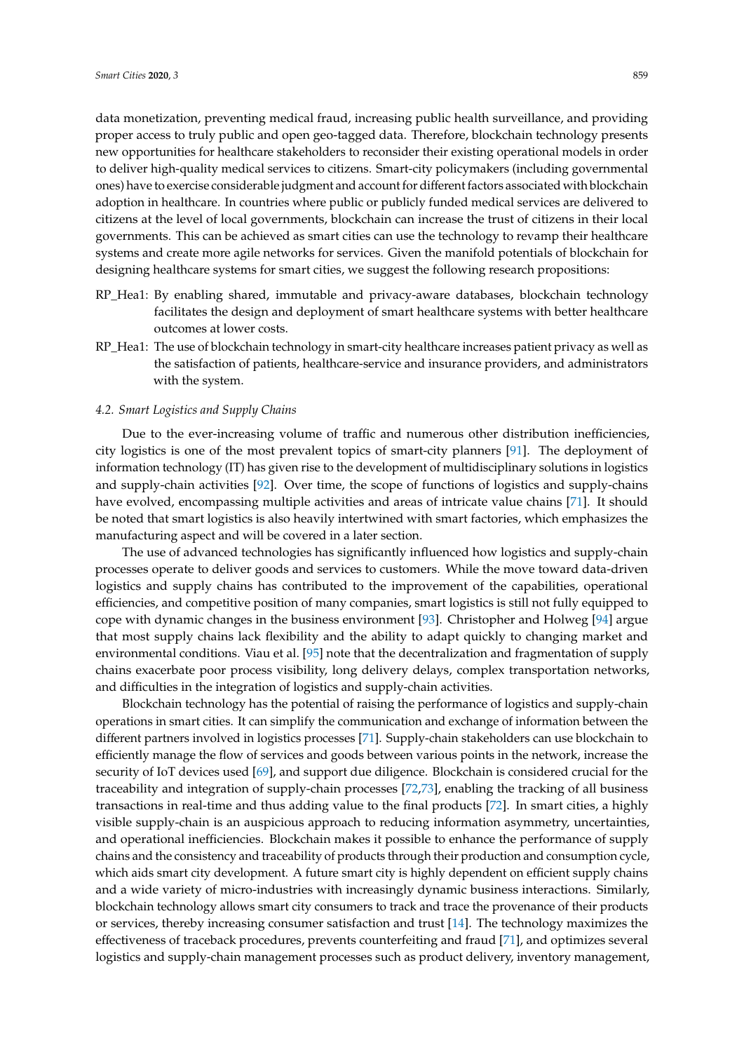data monetization, preventing medical fraud, increasing public health surveillance, and providing proper access to truly public and open geo-tagged data. Therefore, blockchain technology presents new opportunities for healthcare stakeholders to reconsider their existing operational models in order to deliver high-quality medical services to citizens. Smart-city policymakers (including governmental ones) have to exercise considerable judgment and account for different factors associated with blockchain adoption in healthcare. In countries where public or publicly funded medical services are delivered to citizens at the level of local governments, blockchain can increase the trust of citizens in their local governments. This can be achieved as smart cities can use the technology to revamp their healthcare systems and create more agile networks for services. Given the manifold potentials of blockchain for designing healthcare systems for smart cities, we suggest the following research propositions:

RP_Hea1: By enabling shared, immutable and privacy-aware databases, blockchain technology facilitates the design and deployment of smart healthcare systems with better healthcare outcomes at lower costs.

RP_Hea1: The use of blockchain technology in smart-city healthcare increases patient privacy as well as the satisfaction of patients, healthcare-service and insurance providers, and administrators with the system.

### *4.2. Smart Logistics and Supply Chains*

Due to the ever-increasing volume of traffic and numerous other distribution inefficiencies, city logistics is one of the most prevalent topics of smart-city planners [91]. The deployment of information technology (IT) has given rise to the development of multidisciplinary solutions in logistics and supply-chain activities [92]. Over time, the scope of functions of logistics and supply-chains have evolved, encompassing multiple activities and areas of intricate value chains [71]. It should be noted that smart logistics is also heavily intertwined with smart factories, which emphasizes the manufacturing aspect and will be covered in a later section.

The use of advanced technologies has significantly influenced how logistics and supply-chain processes operate to deliver goods and services to customers. While the move toward data-driven logistics and supply chains has contributed to the improvement of the capabilities, operational efficiencies, and competitive position of many companies, smart logistics is still not fully equipped to cope with dynamic changes in the business environment [93]. Christopher and Holweg [94] argue that most supply chains lack flexibility and the ability to adapt quickly to changing market and environmental conditions. Viau et al. [95] note that the decentralization and fragmentation of supply chains exacerbate poor process visibility, long delivery delays, complex transportation networks, and difficulties in the integration of logistics and supply-chain activities.

Blockchain technology has the potential of raising the performance of logistics and supply-chain operations in smart cities. It can simplify the communication and exchange of information between the different partners involved in logistics processes [71]. Supply-chain stakeholders can use blockchain to efficiently manage the flow of services and goods between various points in the network, increase the security of IoT devices used [69], and support due diligence. Blockchain is considered crucial for the traceability and integration of supply-chain processes [72,73], enabling the tracking of all business transactions in real-time and thus adding value to the final products [72]. In smart cities, a highly visible supply-chain is an auspicious approach to reducing information asymmetry, uncertainties, and operational inefficiencies. Blockchain makes it possible to enhance the performance of supply chains and the consistency and traceability of products through their production and consumption cycle, which aids smart city development. A future smart city is highly dependent on efficient supply chains and a wide variety of micro-industries with increasingly dynamic business interactions. Similarly, blockchain technology allows smart city consumers to track and trace the provenance of their products or services, thereby increasing consumer satisfaction and trust [14]. The technology maximizes the effectiveness of traceback procedures, prevents counterfeiting and fraud [71], and optimizes several logistics and supply-chain management processes such as product delivery, inventory management,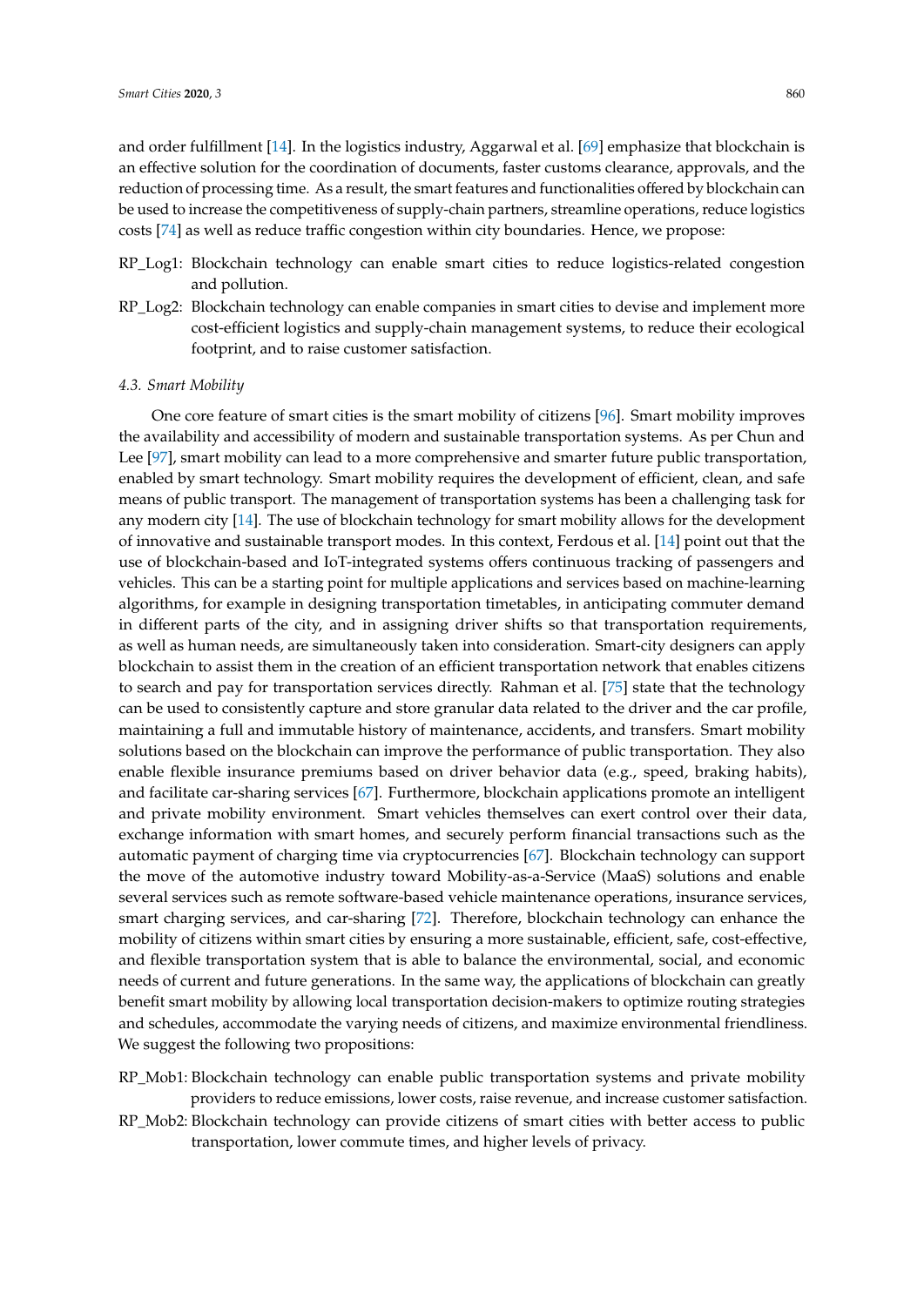and order fulfillment [14]. In the logistics industry, Aggarwal et al. [69] emphasize that blockchain is an effective solution for the coordination of documents, faster customs clearance, approvals, and the reduction of processing time. As a result, the smart features and functionalities offered by blockchain can be used to increase the competitiveness of supply-chain partners, streamline operations, reduce logistics costs [74] as well as reduce traffic congestion within city boundaries. Hence, we propose:

- RP_Log1: Blockchain technology can enable smart cities to reduce logistics-related congestion and pollution.
- RP_Log2: Blockchain technology can enable companies in smart cities to devise and implement more cost-efficient logistics and supply-chain management systems, to reduce their ecological footprint, and to raise customer satisfaction.

### *4.3. Smart Mobility*

One core feature of smart cities is the smart mobility of citizens [96]. Smart mobility improves the availability and accessibility of modern and sustainable transportation systems. As per Chun and Lee [97], smart mobility can lead to a more comprehensive and smarter future public transportation, enabled by smart technology. Smart mobility requires the development of efficient, clean, and safe means of public transport. The management of transportation systems has been a challenging task for any modern city [14]. The use of blockchain technology for smart mobility allows for the development of innovative and sustainable transport modes. In this context, Ferdous et al. [14] point out that the use of blockchain-based and IoT-integrated systems offers continuous tracking of passengers and vehicles. This can be a starting point for multiple applications and services based on machine-learning algorithms, for example in designing transportation timetables, in anticipating commuter demand in different parts of the city, and in assigning driver shifts so that transportation requirements, as well as human needs, are simultaneously taken into consideration. Smart-city designers can apply blockchain to assist them in the creation of an efficient transportation network that enables citizens to search and pay for transportation services directly. Rahman et al. [75] state that the technology can be used to consistently capture and store granular data related to the driver and the car profile, maintaining a full and immutable history of maintenance, accidents, and transfers. Smart mobility solutions based on the blockchain can improve the performance of public transportation. They also enable flexible insurance premiums based on driver behavior data (e.g., speed, braking habits), and facilitate car-sharing services [67]. Furthermore, blockchain applications promote an intelligent and private mobility environment. Smart vehicles themselves can exert control over their data, exchange information with smart homes, and securely perform financial transactions such as the automatic payment of charging time via cryptocurrencies [67]. Blockchain technology can support the move of the automotive industry toward Mobility-as-a-Service (MaaS) solutions and enable several services such as remote software-based vehicle maintenance operations, insurance services, smart charging services, and car-sharing [72]. Therefore, blockchain technology can enhance the mobility of citizens within smart cities by ensuring a more sustainable, efficient, safe, cost-effective, and flexible transportation system that is able to balance the environmental, social, and economic needs of current and future generations. In the same way, the applications of blockchain can greatly benefit smart mobility by allowing local transportation decision-makers to optimize routing strategies and schedules, accommodate the varying needs of citizens, and maximize environmental friendliness. We suggest the following two propositions:

- RP_Mob1: Blockchain technology can enable public transportation systems and private mobility providers to reduce emissions, lower costs, raise revenue, and increase customer satisfaction.
- RP_Mob2: Blockchain technology can provide citizens of smart cities with better access to public transportation, lower commute times, and higher levels of privacy.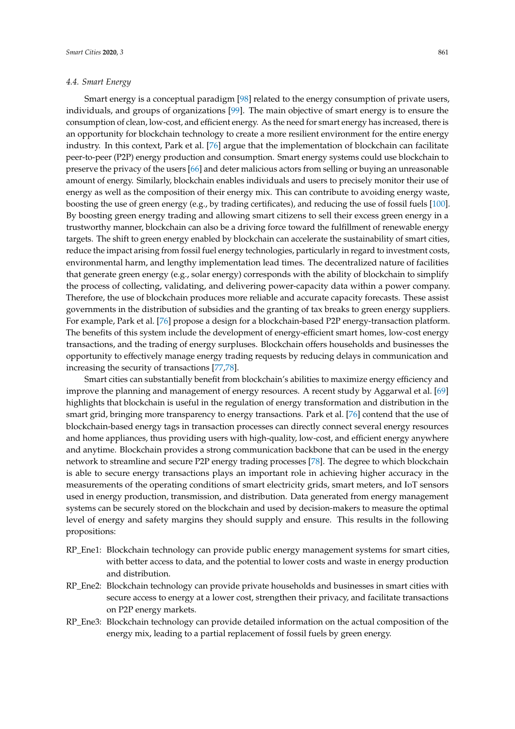### 4.4. Smart Energy

Smart energy is a conceptual paradigm [98] related to the energy consumption of private users, individuals, and groups of organizations [99]. The main objective of smart energy is to ensure the consumption of clean, low-cost, and efficient energy. As the need for smart energy has increased, there is an opportunity for blockchain technology to create a more resilient environment for the entire energy industry. In this context, Park et al. [76] argue that the implementation of blockchain can facilitate peer-to-peer (P2P) energy production and consumption. Smart energy systems could use blockchain to preserve the privacy of the users [66] and deter malicious actors from selling or buying an unreasonable amount of energy. Similarly, blockchain enables individuals and users to precisely monitor their use of energy as well as the composition of their energy mix. This can contribute to avoiding energy waste, boosting the use of green energy (e.g., by trading certificates), and reducing the use of fossil fuels [100]. By boosting green energy trading and allowing smart citizens to sell their excess green energy in a trustworthy manner, blockchain can also be a driving force toward the fulfillment of renewable energy targets. The shift to green energy enabled by blockchain can accelerate the sustainability of smart cities, reduce the impact arising from fossil fuel energy technologies, particularly in regard to investment costs, environmental harm, and lengthy implementation lead times. The decentralized nature of facilities that generate green energy (e.g., solar energy) corresponds with the ability of blockchain to simplify the process of collecting, validating, and delivering power-capacity data within a power company. Therefore, the use of blockchain produces more reliable and accurate capacity forecasts. These assist governments in the distribution of subsidies and the granting of tax breaks to green energy suppliers. For example, Park et al. [76] propose a design for a blockchain-based P2P energy-transaction platform. The benefits of this system include the development of energy-efficient smart homes, low-cost energy transactions, and the trading of energy surpluses. Blockchain offers households and businesses the opportunity to effectively manage energy trading requests by reducing delays in communication and increasing the security of transactions [77,78].

Smart cities can substantially benefit from blockchain's abilities to maximize energy efficiency and improve the planning and management of energy resources. A recent study by Aggarwal et al. [69] highlights that blockchain is useful in the regulation of energy transformation and distribution in the smart grid, bringing more transparency to energy transactions. Park et al. [76] contend that the use of blockchain-based energy tags in transaction processes can directly connect several energy resources and home appliances, thus providing users with high-quality, low-cost, and efficient energy anywhere and anytime. Blockchain provides a strong communication backbone that can be used in the energy network to streamline and secure P2P energy trading processes [78]. The degree to which blockchain is able to secure energy transactions plays an important role in achieving higher accuracy in the measurements of the operating conditions of smart electricity grids, smart meters, and IoT sensors used in energy production, transmission, and distribution. Data generated from energy management systems can be securely stored on the blockchain and used by decision-makers to measure the optimal level of energy and safety margins they should supply and ensure. This results in the following propositions:

RP_Ene1: Blockchain technology can provide public energy management systems for smart cities, with better access to data, and the potential to lower costs and waste in energy production and distribution.

RP_Ene2: Blockchain technology can provide private households and businesses in smart cities with secure access to energy at a lower cost, strengthen their privacy, and facilitate transactions on P2P energy markets.

RP_Ene3: Blockchain technology can provide detailed information on the actual composition of the energy mix, leading to a partial replacement of fossil fuels by green energy.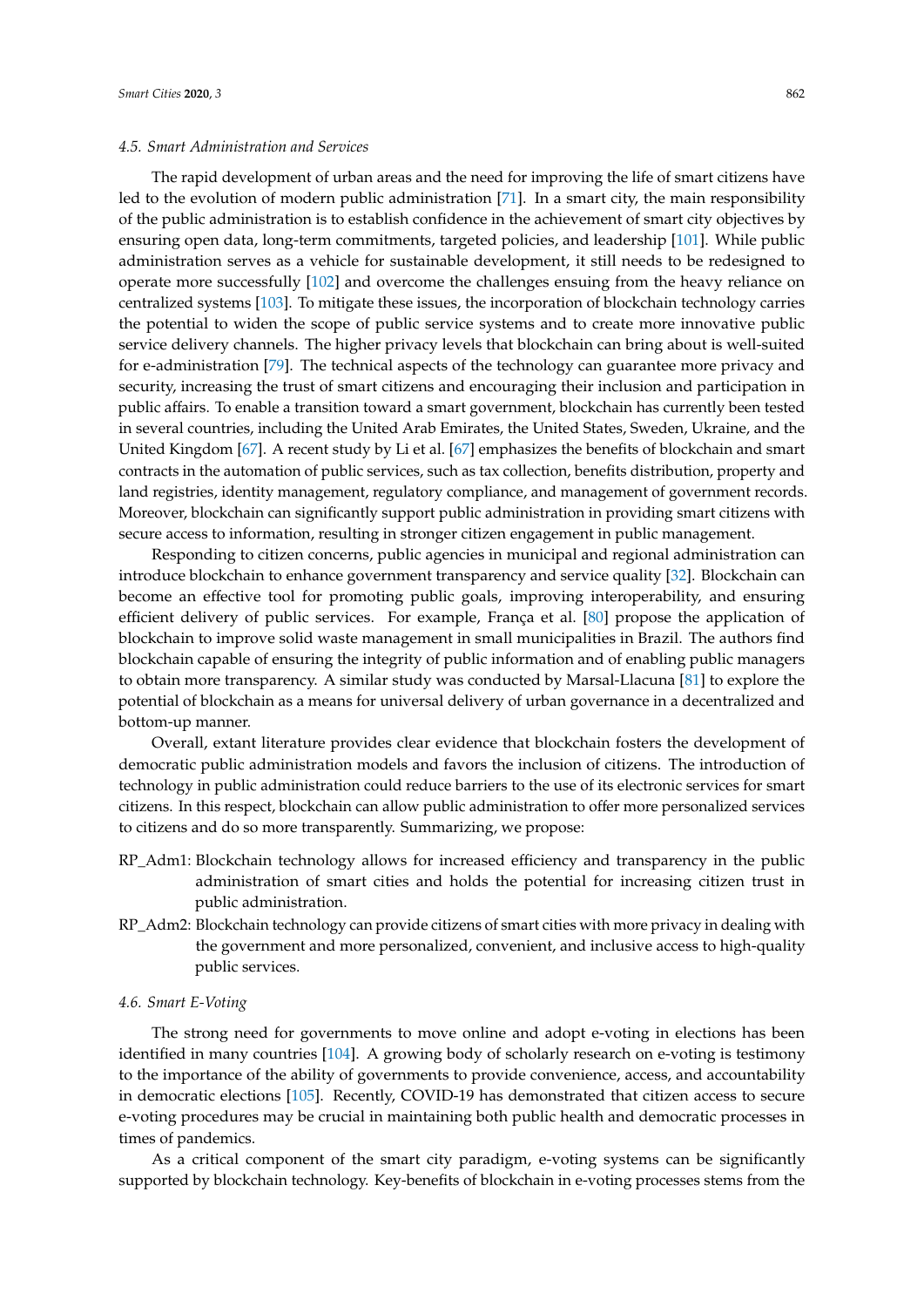### 4.5. Smart Administration and Services

The rapid development of urban areas and the need for improving the life of smart citizens have led to the evolution of modern public administration [71]. In a smart city, the main responsibility of the public administration is to establish confidence in the achievement of smart city objectives by ensuring open data, long-term commitments, targeted policies, and leadership [101]. While public administration serves as a vehicle for sustainable development, it still needs to be redesigned to operate more successfully [102] and overcome the challenges ensuing from the heavy reliance on centralized systems [103]. To mitigate these issues, the incorporation of blockchain technology carries the potential to widen the scope of public service systems and to create more innovative public service delivery channels. The higher privacy levels that blockchain can bring about is well-suited for e-administration [79]. The technical aspects of the technology can guarantee more privacy and security, increasing the trust of smart citizens and encouraging their inclusion and participation in public affairs. To enable a transition toward a smart government, blockchain has currently been tested in several countries, including the United Arab Emirates, the United States, Sweden, Ukraine, and the United Kingdom [67]. A recent study by Li et al. [67] emphasizes the benefits of blockchain and smart contracts in the automation of public services, such as tax collection, benefits distribution, property and land registries, identity management, regulatory compliance, and management of government records. Moreover, blockchain can significantly support public administration in providing smart citizens with secure access to information, resulting in stronger citizen engagement in public management.

Responding to citizen concerns, public agencies in municipal and regional administration can introduce blockchain to enhance government transparency and service quality [32]. Blockchain can become an effective tool for promoting public goals, improving interoperability, and ensuring efficient delivery of public services. For example, França et al. [80] propose the application of blockchain to improve solid waste management in small municipalities in Brazil. The authors find blockchain capable of ensuring the integrity of public information and of enabling public managers to obtain more transparency. A similar study was conducted by Marsal-Llacuna [81] to explore the potential of blockchain as a means for universal delivery of urban governance in a decentralized and bottom-up manner.

Overall, extant literature provides clear evidence that blockchain fosters the development of democratic public administration models and favors the inclusion of citizens. The introduction of technology in public administration could reduce barriers to the use of its electronic services for smart citizens. In this respect, blockchain can allow public administration to offer more personalized services to citizens and do so more transparently. Summarizing, we propose:

- RP_Adm1: Blockchain technology allows for increased efficiency and transparency in the public administration of smart cities and holds the potential for increasing citizen trust in public administration.
- RP_Adm2: Blockchain technology can provide citizens of smart cities with more privacy in dealing with the government and more personalized, convenient, and inclusive access to high-quality public services.

### 4.6. Smart E-Voting

The strong need for governments to move online and adopt e-voting in elections has been identified in many countries [104]. A growing body of scholarly research on e-voting is testimony to the importance of the ability of governments to provide convenience, access, and accountability in democratic elections [105]. Recently, COVID-19 has demonstrated that citizen access to secure e-voting procedures may be crucial in maintaining both public health and democratic processes in times of pandemics.

As a critical component of the smart city paradigm, e-voting systems can be significantly supported by blockchain technology. Key-benefits of blockchain in e-voting processes stems from the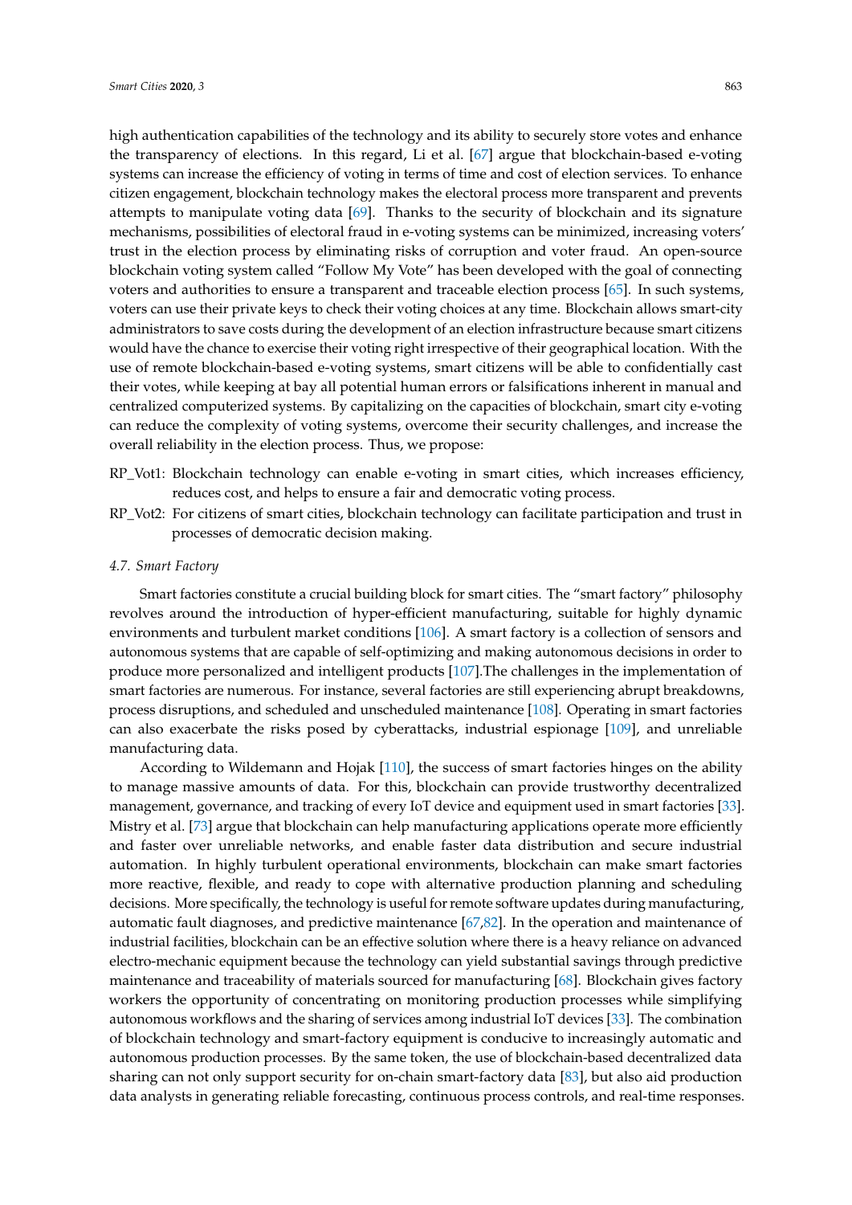high authentication capabilities of the technology and its ability to securely store votes and enhance the transparency of elections. In this regard, Li et al. [67] argue that blockchain-based e-voting systems can increase the efficiency of voting in terms of time and cost of election services. To enhance citizen engagement, blockchain technology makes the electoral process more transparent and prevents attempts to manipulate voting data [69]. Thanks to the security of blockchain and its signature mechanisms, possibilities of electoral fraud in e-voting systems can be minimized, increasing voters' trust in the election process by eliminating risks of corruption and voter fraud. An open-source blockchain voting system called "Follow My Vote" has been developed with the goal of connecting voters and authorities to ensure a transparent and traceable election process [65]. In such systems, voters can use their private keys to check their voting choices at any time. Blockchain allows smart-city administrators to save costs during the development of an election infrastructure because smart citizens would have the chance to exercise their voting right irrespective of their geographical location. With the use of remote blockchain-based e-voting systems, smart citizens will be able to confidentially cast their votes, while keeping at bay all potential human errors or falsifications inherent in manual and centralized computerized systems. By capitalizing on the capacities of blockchain, smart city e-voting can reduce the complexity of voting systems, overcome their security challenges, and increase the overall reliability in the election process. Thus, we propose:

RP_Vot1: Blockchain technology can enable e-voting in smart cities, which increases efficiency, reduces cost, and helps to ensure a fair and democratic voting process.

RP_Vot2: For citizens of smart cities, blockchain technology can facilitate participation and trust in processes of democratic decision making.

### 4.7. Smart Factory

Smart factories constitute a crucial building block for smart cities. The "smart factory" philosophy revolves around the introduction of hyper-efficient manufacturing, suitable for highly dynamic environments and turbulent market conditions [106]. A smart factory is a collection of sensors and autonomous systems that are capable of self-optimizing and making autonomous decisions in order to produce more personalized and intelligent products [107].The challenges in the implementation of smart factories are numerous. For instance, several factories are still experiencing abrupt breakdowns, process disruptions, and scheduled and unscheduled maintenance [108]. Operating in smart factories can also exacerbate the risks posed by cyberattacks, industrial espionage [109], and unreliable manufacturing data.

According to Wildemann and Hojak [110], the success of smart factories hinges on the ability to manage massive amounts of data. For this, blockchain can provide trustworthy decentralized management, governance, and tracking of every IoT device and equipment used in smart factories [33]. Mistry et al. [73] argue that blockchain can help manufacturing applications operate more efficiently and faster over unreliable networks, and enable faster data distribution and secure industrial automation. In highly turbulent operational environments, blockchain can make smart factories more reactive, flexible, and ready to cope with alternative production planning and scheduling decisions. More specifically, the technology is useful for remote software updates during manufacturing, automatic fault diagnoses, and predictive maintenance [67,82]. In the operation and maintenance of industrial facilities, blockchain can be an effective solution where there is a heavy reliance on advanced electro-mechanic equipment because the technology can yield substantial savings through predictive maintenance and traceability of materials sourced for manufacturing [68]. Blockchain gives factory workers the opportunity of concentrating on monitoring production processes while simplifying autonomous workflows and the sharing of services among industrial IoT devices [33]. The combination of blockchain technology and smart-factory equipment is conducive to increasingly automatic and autonomous production processes. By the same token, the use of blockchain-based decentralized data sharing can not only support security for on-chain smart-factory data [83], but also aid production data analysts in generating reliable forecasting, continuous process controls, and real-time responses.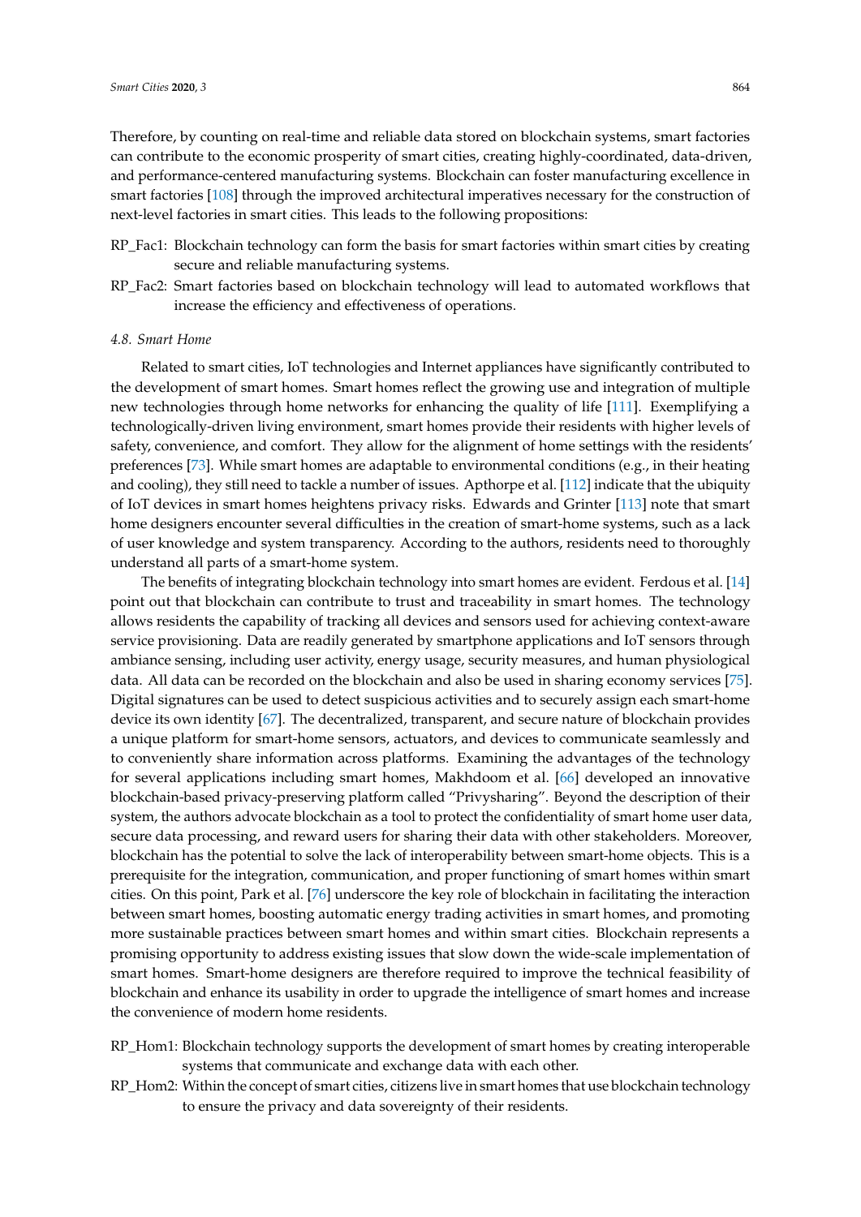Therefore, by counting on real-time and reliable data stored on blockchain systems, smart factories can contribute to the economic prosperity of smart cities, creating highly-coordinated, data-driven, and performance-centered manufacturing systems. Blockchain can foster manufacturing excellence in smart factories [108] through the improved architectural imperatives necessary for the construction of next-level factories in smart cities. This leads to the following propositions:

- RP_Fac1: Blockchain technology can form the basis for smart factories within smart cities by creating secure and reliable manufacturing systems.
- RP_Fac2: Smart factories based on blockchain technology will lead to automated workflows that increase the efficiency and effectiveness of operations.

### 4.8. Smart Home

Related to smart cities, IoT technologies and Internet appliances have significantly contributed to the development of smart homes. Smart homes reflect the growing use and integration of multiple new technologies through home networks for enhancing the quality of life [111]. Exemplifying a technologically-driven living environment, smart homes provide their residents with higher levels of safety, convenience, and comfort. They allow for the alignment of home settings with the residents' preferences [73]. While smart homes are adaptable to environmental conditions (e.g., in their heating and cooling), they still need to tackle a number of issues. Apthorpe et al. [112] indicate that the ubiquity of IoT devices in smart homes heightens privacy risks. Edwards and Grinter [113] note that smart home designers encounter several difficulties in the creation of smart-home systems, such as a lack of user knowledge and system transparency. According to the authors, residents need to thoroughly understand all parts of a smart-home system.

The benefits of integrating blockchain technology into smart homes are evident. Ferdous et al. [14] point out that blockchain can contribute to trust and traceability in smart homes. The technology allows residents the capability of tracking all devices and sensors used for achieving context-aware service provisioning. Data are readily generated by smartphone applications and IoT sensors through ambiance sensing, including user activity, energy usage, security measures, and human physiological data. All data can be recorded on the blockchain and also be used in sharing economy services [75]. Digital signatures can be used to detect suspicious activities and to securely assign each smart-home device its own identity [67]. The decentralized, transparent, and secure nature of blockchain provides a unique platform for smart-home sensors, actuators, and devices to communicate seamlessly and to conveniently share information across platforms. Examining the advantages of the technology for several applications including smart homes, Makhdoom et al. [66] developed an innovative blockchain-based privacy-preserving platform called "Privysharing". Beyond the description of their system, the authors advocate blockchain as a tool to protect the confidentiality of smart home user data, secure data processing, and reward users for sharing their data with other stakeholders. Moreover, blockchain has the potential to solve the lack of interoperability between smart-home objects. This is a prerequisite for the integration, communication, and proper functioning of smart homes within smart cities. On this point, Park et al. [76] underscore the key role of blockchain in facilitating the interaction between smart homes, boosting automatic energy trading activities in smart homes, and promoting more sustainable practices between smart homes and within smart cities. Blockchain represents a promising opportunity to address existing issues that slow down the wide-scale implementation of smart homes. Smart-home designers are therefore required to improve the technical feasibility of blockchain and enhance its usability in order to upgrade the intelligence of smart homes and increase the convenience of modern home residents.

- RP_Hom1: Blockchain technology supports the development of smart homes by creating interoperable systems that communicate and exchange data with each other.
- RP_Hom2: Within the concept of smart cities, citizens live in smart homes that use blockchain technology to ensure the privacy and data sovereignty of their residents.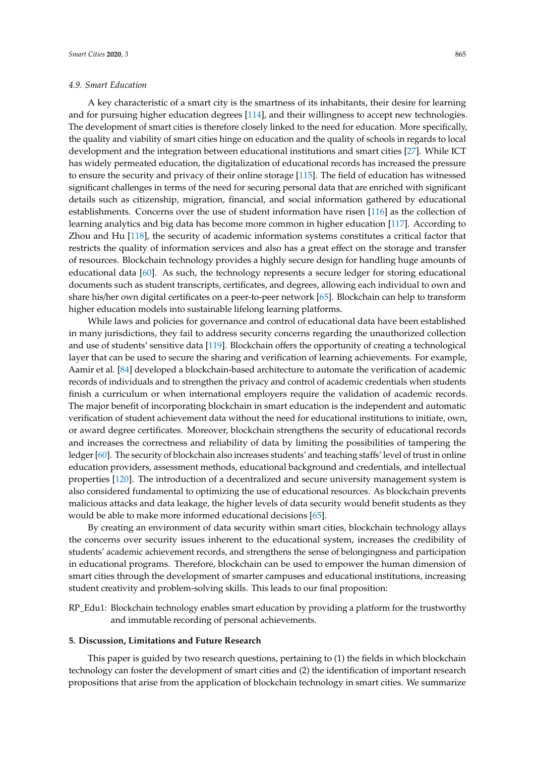### 4.9. Smart Education

A key characteristic of a smart city is the smartness of its inhabitants, their desire for learning and for pursuing higher education degrees [114], and their willingness to accept new technologies. The development of smart cities is therefore closely linked to the need for education. More specifically, the quality and viability of smart cities hinge on education and the quality of schools in regards to local development and the integration between educational institutions and smart cities [27]. While ICT has widely permeated education, the digitalization of educational records has increased the pressure to ensure the security and privacy of their online storage [115]. The field of education has witnessed significant challenges in terms of the need for securing personal data that are enriched with significant details such as citizenship, migration, financial, and social information gathered by educational establishments. Concerns over the use of student information have risen [116] as the collection of learning analytics and big data has become more common in higher education [117]. According to Zhou and Hu [118], the security of academic information systems constitutes a critical factor that restricts the quality of information services and also has a great effect on the storage and transfer of resources. Blockchain technology provides a highly secure design for handling huge amounts of educational data [60]. As such, the technology represents a secure ledger for storing educational documents such as student transcripts, certificates, and degrees, allowing each individual to own and share his/her own digital certificates on a peer-to-peer network [65]. Blockchain can help to transform higher education models into sustainable lifelong learning platforms.

While laws and policies for governance and control of educational data have been established in many jurisdictions, they fail to address security concerns regarding the unauthorized collection and use of students' sensitive data [119]. Blockchain offers the opportunity of creating a technological layer that can be used to secure the sharing and verification of learning achievements. For example, Aamir et al. [84] developed a blockchain-based architecture to automate the verification of academic records of individuals and to strengthen the privacy and control of academic credentials when students finish a curriculum or when international employers require the validation of academic records. The major benefit of incorporating blockchain in smart education is the independent and automatic verification of student achievement data without the need for educational institutions to initiate, own, or award degree certificates. Moreover, blockchain strengthens the security of educational records and increases the correctness and reliability of data by limiting the possibilities of tampering the ledger [60]. The security of blockchain also increases students' and teaching staffs' level of trust in online education providers, assessment methods, educational background and credentials, and intellectual properties [120]. The introduction of a decentralized and secure university management system is also considered fundamental to optimizing the use of educational resources. As blockchain prevents malicious attacks and data leakage, the higher levels of data security would benefit students as they would be able to make more informed educational decisions [65].

By creating an environment of data security within smart cities, blockchain technology allays the concerns over security issues inherent to the educational system, increases the credibility of students' academic achievement records, and strengthens the sense of belongingness and participation in educational programs. Therefore, blockchain can be used to empower the human dimension of smart cities through the development of smarter campuses and educational institutions, increasing student creativity and problem-solving skills. This leads to our final proposition:

RP_Edu1: Blockchain technology enables smart education by providing a platform for the trustworthy and immutable recording of personal achievements.

## 5. Discussion, Limitations and Future Research

This paper is guided by two research questions, pertaining to (1) the fields in which blockchain technology can foster the development of smart cities and (2) the identification of important research propositions that arise from the application of blockchain technology in smart cities. We summarize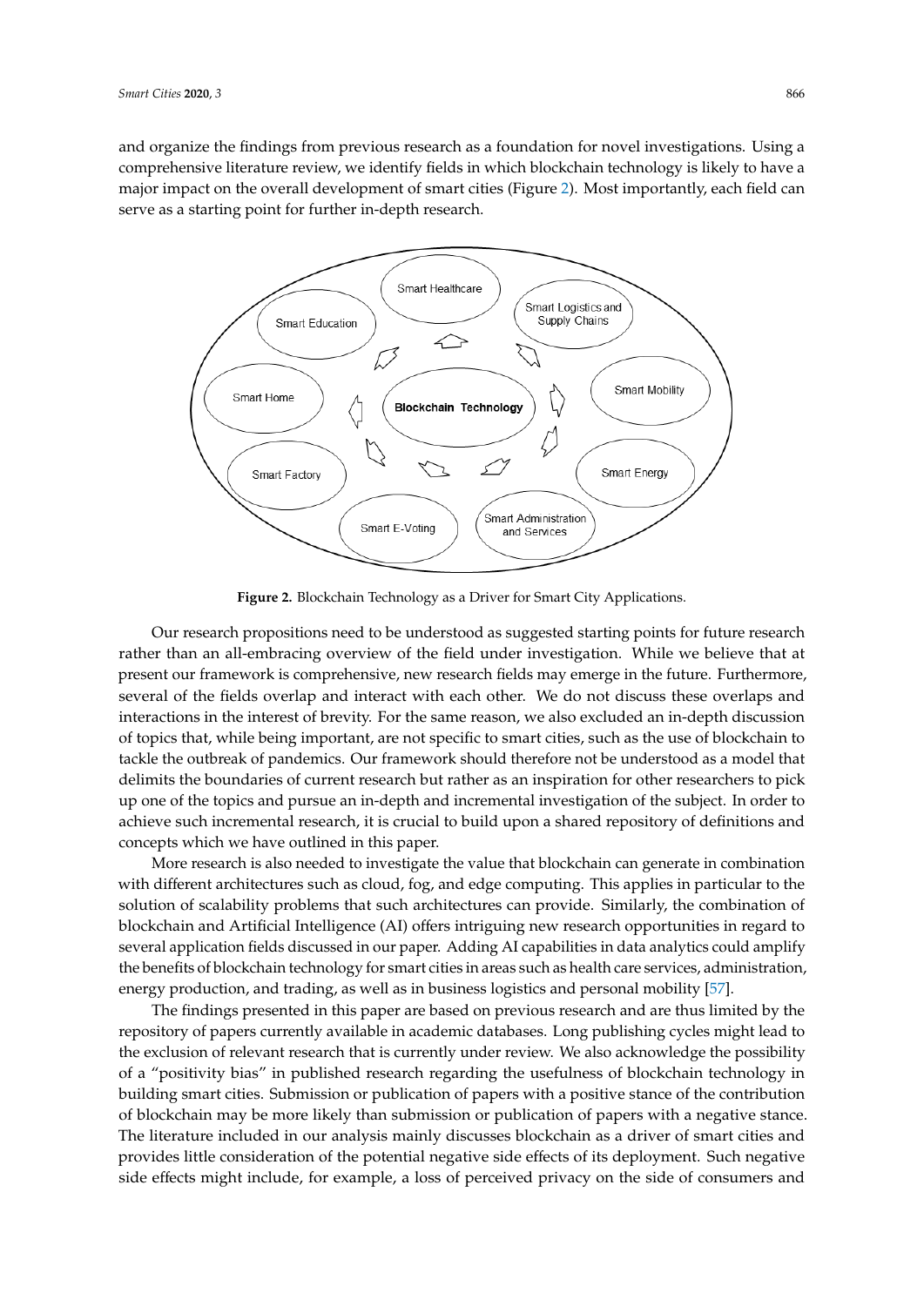and organize the findings from previous research as a foundation for novel investigations. Using a comprehensive literature review, we identify fields in which blockchain technology is likely to have a major impact on the overall development of smart cities (Figure 2). Most importantly, each field can serve as a starting point for further in-depth research.

**Figure 2.** Blockchain Technology as a Driver for Smart City Applications.

Our research propositions need to be understood as suggested starting points for future research rather than an all-embracing overview of the field under investigation. While we believe that at present our framework is comprehensive, new research fields may emerge in the future. Furthermore, several of the fields overlap and interact with each other. We do not discuss these overlaps and interactions in the interest of brevity. For the same reason, we also excluded an in-depth discussion of topics that, while being important, are not specific to smart cities, such as the use of blockchain to tackle the outbreak of pandemics. Our framework should therefore not be understood as a model that delimits the boundaries of current research but rather as an inspiration for other researchers to pick up one of the topics and pursue an in-depth and incremental investigation of the subject. In order to achieve such incremental research, it is crucial to build upon a shared repository of definitions and concepts which we have outlined in this paper.

More research is also needed to investigate the value that blockchain can generate in combination with different architectures such as cloud, fog, and edge computing. This applies in particular to the solution of scalability problems that such architectures can provide. Similarly, the combination of blockchain and Artificial Intelligence (AI) offers intriguing new research opportunities in regard to several application fields discussed in our paper. Adding AI capabilities in data analytics could amplify the benefits of blockchain technology for smart cities in areas such as health care services, administration, energy production, and trading, as well as in business logistics and personal mobility [57].

The findings presented in this paper are based on previous research and are thus limited by the repository of papers currently available in academic databases. Long publishing cycles might lead to the exclusion of relevant research that is currently under review. We also acknowledge the possibility of a "positivity bias" in published research regarding the usefulness of blockchain technology in building smart cities. Submission or publication of papers with a positive stance of the contribution of blockchain may be more likely than submission or publication of papers with a negative stance. The literature included in our analysis mainly discusses blockchain as a driver of smart cities and provides little consideration of the potential negative side effects of its deployment. Such negative side effects might include, for example, a loss of perceived privacy on the side of consumers and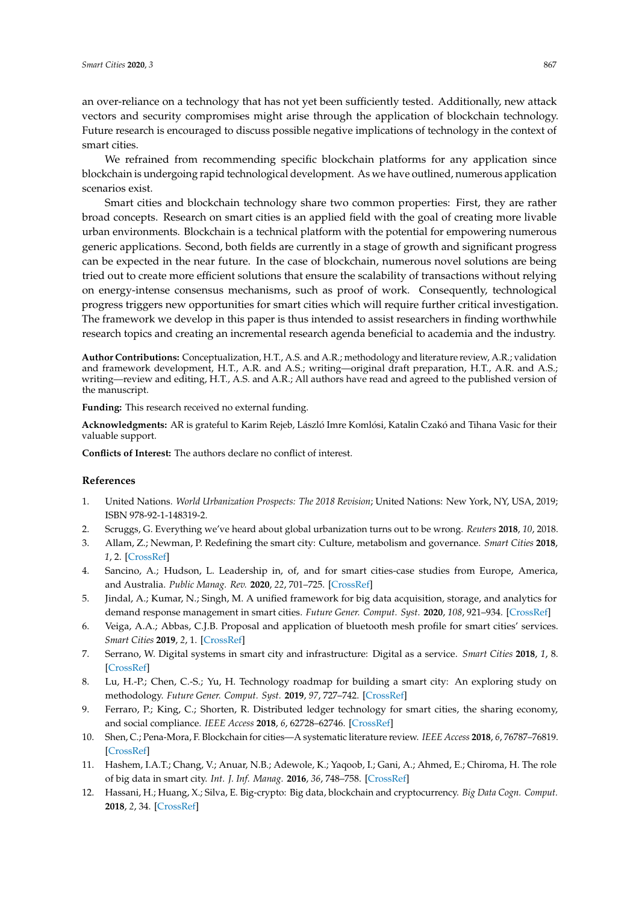an over-reliance on a technology that has not yet been sufficiently tested. Additionally, new attack vectors and security compromises might arise through the application of blockchain technology. Future research is encouraged to discuss possible negative implications of technology in the context of smart cities.

We refrained from recommending specific blockchain platforms for any application since blockchain is undergoing rapid technological development. As we have outlined, numerous application scenarios exist.

Smart cities and blockchain technology share two common properties: First, they are rather broad concepts. Research on smart cities is an applied field with the goal of creating more livable urban environments. Blockchain is a technical platform with the potential for empowering numerous generic applications. Second, both fields are currently in a stage of growth and significant progress can be expected in the near future. In the case of blockchain, numerous novel solutions are being tried out to create more efficient solutions that ensure the scalability of transactions without relying on energy-intense consensus mechanisms, such as proof of work. Consequently, technological progress triggers new opportunities for smart cities which will require further critical investigation. The framework we develop in this paper is thus intended to assist researchers in finding worthwhile research topics and creating an incremental research agenda beneficial to academia and the industry.

**Author Contributions:** Conceptualization, H.T., A.S. and A.R.; methodology and literature review, A.R.; validation and framework development, H.T., A.R. and A.S.; writing—original draft preparation, H.T., A.R. and A.S.; writing—review and editing, H.T., A.S. and A.R.; All authors have read and agreed to the published version of the manuscript.

**Funding:** This research received no external funding.

**Acknowledgments:** AR is grateful to Karim Rejeb, László Imre Komlósi, Katalin Czakó and Tihana Vasic for their valuable support.

**Conflicts of Interest:** The authors declare no conflict of interest.

## References

1. United Nations. *World Urbanization Prospects: The 2018 Revision*; United Nations: New York, NY, USA, 2019; ISBN 978-92-1-148319-2.
2. Scruggs, G. Everything we've heard about global urbanization turns out to be wrong. *Reuters* **2018**, *10*, 2018.
3. Allam, Z.; Newman, P. Redefining the smart city: Culture, metabolism and governance. *Smart Cities* **2018**, *1*, 2. [CrossRef]
4. Sancino, A.; Hudson, L. Leadership in, of, and for smart cities-case studies from Europe, America, and Australia. *Public Manag. Rev.* **2020**, *22*, 701–725. [CrossRef]
5. Jindal, A.; Kumar, N.; Singh, M. A unified framework for big data acquisition, storage, and analytics for demand response management in smart cities. *Future Gener. Comput. Syst.* **2020**, *108*, 921–934. [CrossRef]
6. Veiga, A.A.; Abbas, C.J.B. Proposal and application of bluetooth mesh profile for smart cities' services. *Smart Cities* **2019**, *2*, 1. [CrossRef]
7. Serrano, W. Digital systems in smart city and infrastructure: Digital as a service. *Smart Cities* **2018**, *1*, 8. [CrossRef]
8. Lu, H.-P.; Chen, C.-S.; Yu, H. Technology roadmap for building a smart city: An exploring study on methodology. *Future Gener. Comput. Syst.* **2019**, *97*, 727–742. [CrossRef]
9. Ferraro, P.; King, C.; Shorten, R. Distributed ledger technology for smart cities, the sharing economy, and social compliance. *IEEE Access* **2018**, *6*, 62728–62746. [CrossRef]
10. Shen, C.; Pena-Mora, F. Blockchain for cities—A systematic literature review. *IEEE Access* **2018**, *6*, 76787–76819. [CrossRef]
11. Hashem, I.A.T.; Chang, V.; Anuar, N.B.; Adewole, K.; Yaqoob, I.; Gani, A.; Ahmed, E.; Chiroma, H. The role of big data in smart city. *Int. J. Inf. Manag.* **2016**, *36*, 748–758. [CrossRef]
12. Hassani, H.; Huang, X.; Silva, E. Big-crypto: Big data, blockchain and cryptocurrency. *Big Data Cogn. Comput.* **2018**, *2*, 34. [CrossRef]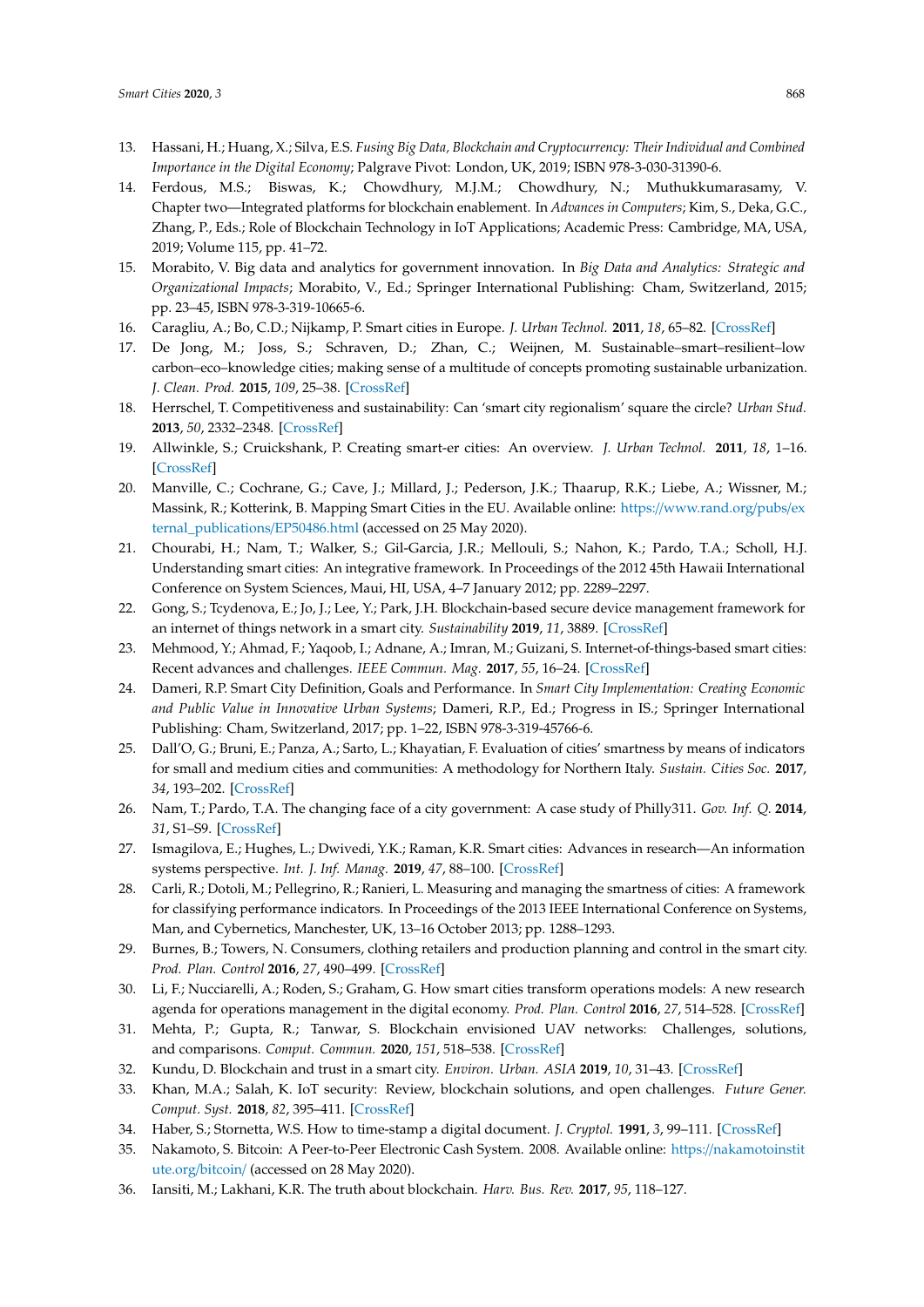13. Hassani, H.; Huang, X.; Silva, E.S. *Fusing Big Data, Blockchain and Cryptocurrency: Their Individual and Combined Importance in the Digital Economy*; Palgrave Pivot: London, UK, 2019; ISBN 978-3-030-31390-6.
14. Ferdous, M.S.; Biswas, K.; Chowdhury, M.J.M.; Chowdhury, N.; Muthukkumarasamy, V. Chapter two—Integrated platforms for blockchain enablement. In *Advances in Computers*; Kim, S., Deka, G.C., Zhang, P., Eds.; Role of Blockchain Technology in IoT Applications; Academic Press: Cambridge, MA, USA, 2019; Volume 115, pp. 41–72.
15. Morabito, V. Big data and analytics for government innovation. In *Big Data and Analytics: Strategic and Organizational Impacts*; Morabito, V., Ed.; Springer International Publishing: Cham, Switzerland, 2015; pp. 23–45, ISBN 978-3-319-10665-6.
16. Caragliu, A.; Bo, C.D.; Nijkamp, P. Smart cities in Europe. *J. Urban Technol.* **2011**, *18*, 65–82. [CrossRef]
17. De Jong, M.; Joss, S.; Schraven, D.; Zhan, C.; Weijnen, M. Sustainable–smart–resilient–low carbon–eco–knowledge cities; making sense of a multitude of concepts promoting sustainable urbanization. *J. Clean. Prod.* **2015**, *109*, 25–38. [CrossRef]
18. Herrschel, T. Competitiveness and sustainability: Can 'smart city regionalism' square the circle? *Urban Stud.* **2013**, *50*, 2332–2348. [CrossRef]
19. Allwinkle, S.; Cruickshank, P. Creating smart-er cities: An overview. *J. Urban Technol.* **2011**, *18*, 1–16. [CrossRef]
20. Manville, C.; Cochrane, G.; Cave, J.; Millard, J.; Pederson, J.K.; Thaarup, R.K.; Liebe, A.; Wissner, M.; Massink, R.; Kotterink, B. Mapping Smart Cities in the EU. Available online: https://www.rand.org/pubs/external_publications/EP50486.html (accessed on 25 May 2020).
21. Chourabi, H.; Nam, T.; Walker, S.; Gil-Garcia, J.R.; Mellouli, S.; Nahon, K.; Pardo, T.A.; Scholl, H.J. Understanding smart cities: An integrative framework. In Proceedings of the 2012 45th Hawaii International Conference on System Sciences, Maui, HI, USA, 4–7 January 2012; pp. 2289–2297.
22. Gong, S.; Tcydenova, E.; Jo, J.; Lee, Y.; Park, J.H. Blockchain-based secure device management framework for an internet of things network in a smart city. *Sustainability* **2019**, *11*, 3889. [CrossRef]
23. Mehmood, Y.; Ahmad, F.; Yaqoob, I.; Adnane, A.; Imran, M.; Guizani, S. Internet-of-things-based smart cities: Recent advances and challenges. *IEEE Commun. Mag.* **2017**, *55*, 16–24. [CrossRef]
24. Dameri, R.P. Smart City Definition, Goals and Performance. In *Smart City Implementation: Creating Economic and Public Value in Innovative Urban Systems*; Dameri, R.P., Ed.; Progress in IS.; Springer International Publishing: Cham, Switzerland, 2017; pp. 1–22, ISBN 978-3-319-45766-6.
25. Dall'O, G.; Bruni, E.; Panza, A.; Sarto, L.; Khayatian, F. Evaluation of cities' smartness by means of indicators for small and medium cities and communities: A methodology for Northern Italy. *Sustain. Cities Soc.* **2017**, *34*, 193–202. [CrossRef]
26. Nam, T.; Pardo, T.A. The changing face of a city government: A case study of Philly311. *Gov. Inf. Q.* **2014**, *31*, S1–S9. [CrossRef]
27. Ismagilova, E.; Hughes, L.; Dwivedi, Y.K.; Raman, K.R. Smart cities: Advances in research—An information systems perspective. *Int. J. Inf. Manag.* **2019**, *47*, 88–100. [CrossRef]
28. Carli, R.; Dotoli, M.; Pellegrino, R.; Ranieri, L. Measuring and managing the smartness of cities: A framework for classifying performance indicators. In Proceedings of the 2013 IEEE International Conference on Systems, Man, and Cybernetics, Manchester, UK, 13–16 October 2013; pp. 1288–1293.
29. Burnes, B.; Towers, N. Consumers, clothing retailers and production planning and control in the smart city. *Prod. Plan. Control* **2016**, *27*, 490–499. [CrossRef]
30. Li, F.; Nucciarelli, A.; Roden, S.; Graham, G. How smart cities transform operations models: A new research agenda for operations management in the digital economy. *Prod. Plan. Control* **2016**, *27*, 514–528. [CrossRef]
31. Mehta, P.; Gupta, R.; Tanwar, S. Blockchain envisioned UAV networks: Challenges, solutions, and comparisons. *Comput. Commun.* **2020**, *151*, 518–538. [CrossRef]
32. Kundu, D. Blockchain and trust in a smart city. *Environ. Urban. ASIA* **2019**, *10*, 31–43. [CrossRef]
33. Khan, M.A.; Salah, K. IoT security: Review, blockchain solutions, and open challenges. *Future Gener. Comput. Syst.* **2018**, *82*, 395–411. [CrossRef]
34. Haber, S.; Stornetta, W.S. How to time-stamp a digital document. *J. Cryptol.* **1991**, *3*, 99–111. [CrossRef]
35. Nakamoto, S. Bitcoin: A Peer-to-Peer Electronic Cash System. 2008. Available online: https://nakamotoinstitute.org/bitcoin/ (accessed on 28 May 2020).
36. Iansiti, M.; Lakhani, K.R. The truth about blockchain. *Harv. Bus. Rev.* **2017**, *95*, 118–127.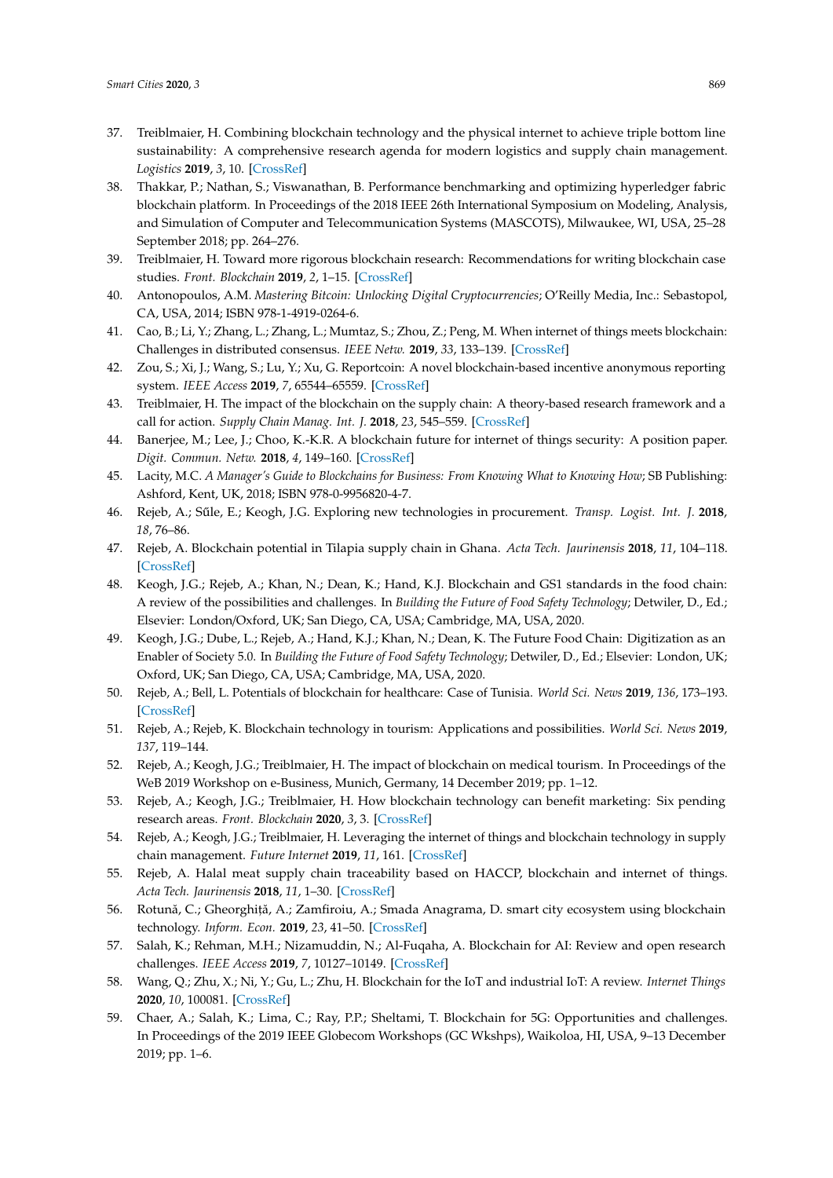37. Treiblmaier, H. Combining blockchain technology and the physical internet to achieve triple bottom line sustainability: A comprehensive research agenda for modern logistics and supply chain management. *Logistics* **2019**, *3*, 10. [CrossRef]
38. Thakkar, P.; Nathan, S.; Viswanathan, B. Performance benchmarking and optimizing hyperledger fabric blockchain platform. In Proceedings of the 2018 IEEE 26th International Symposium on Modeling, Analysis, and Simulation of Computer and Telecommunication Systems (MASCOTS), Milwaukee, WI, USA, 25–28 September 2018; pp. 264–276.
39. Treiblmaier, H. Toward more rigorous blockchain research: Recommendations for writing blockchain case studies. *Front. Blockchain* **2019**, *2*, 1–15. [CrossRef]
40. Antonopoulos, A.M. *Mastering Bitcoin: Unlocking Digital Cryptocurrencies*; O'Reilly Media, Inc.: Sebastopol, CA, USA, 2014; ISBN 978-1-4919-0264-6.
41. Cao, B.; Li, Y.; Zhang, L.; Zhang, L.; Mumtaz, S.; Zhou, Z.; Peng, M. When internet of things meets blockchain: Challenges in distributed consensus. *IEEE Netw.* **2019**, *33*, 133–139. [CrossRef]
42. Zou, S.; Xi, J.; Wang, S.; Lu, Y.; Xu, G. Reportcoin: A novel blockchain-based incentive anonymous reporting system. *IEEE Access* **2019**, *7*, 65544–65559. [CrossRef]
43. Treiblmaier, H. The impact of the blockchain on the supply chain: A theory-based research framework and a call for action. *Supply Chain Manag. Int. J.* **2018**, *23*, 545–559. [CrossRef]
44. Banerjee, M.; Lee, J.; Choo, K.-K.R. A blockchain future for internet of things security: A position paper. *Digit. Commun. Netw.* **2018**, *4*, 149–160. [CrossRef]
45. Lacity, M.C. *A Manager's Guide to Blockchains for Business: From Knowing What to Knowing How*; SB Publishing: Ashford, Kent, UK, 2018; ISBN 978-0-9956820-4-7.
46. Rejeb, A.; Sűle, E.; Keogh, J.G. Exploring new technologies in procurement. *Transp. Logist. Int. J.* **2018**, *18*, 76–86.
47. Rejeb, A. Blockchain potential in Tilapia supply chain in Ghana. *Acta Tech. Jaurinensis* **2018**, *11*, 104–118. [CrossRef]
48. Keogh, J.G.; Rejeb, A.; Khan, N.; Dean, K.; Hand, K.J. Blockchain and GS1 standards in the food chain: A review of the possibilities and challenges. In *Building the Future of Food Safety Technology*; Detwiler, D., Ed.; Elsevier: London/Oxford, UK; San Diego, CA, USA; Cambridge, MA, USA, 2020.
49. Keogh, J.G.; Dube, L.; Rejeb, A.; Hand, K.J.; Khan, N.; Dean, K. The Future Food Chain: Digitization as an Enabler of Society 5.0. In *Building the Future of Food Safety Technology*; Detwiler, D., Ed.; Elsevier: London, UK; Oxford, UK; San Diego, CA, USA; Cambridge, MA, USA, 2020.
50. Rejeb, A.; Bell, L. Potentials of blockchain for healthcare: Case of Tunisia. *World Sci. News* **2019**, *136*, 173–193. [CrossRef]
51. Rejeb, A.; Rejeb, K. Blockchain technology in tourism: Applications and possibilities. *World Sci. News* **2019**, *137*, 119–144.
52. Rejeb, A.; Keogh, J.G.; Treiblmaier, H. The impact of blockchain on medical tourism. In Proceedings of the WeB 2019 Workshop on e-Business, Munich, Germany, 14 December 2019; pp. 1–12.
53. Rejeb, A.; Keogh, J.G.; Treiblmaier, H. How blockchain technology can benefit marketing: Six pending research areas. *Front. Blockchain* **2020**, *3*, 3. [CrossRef]
54. Rejeb, A.; Keogh, J.G.; Treiblmaier, H. Leveraging the internet of things and blockchain technology in supply chain management. *Future Internet* **2019**, *11*, 161. [CrossRef]
55. Rejeb, A. Halal meat supply chain traceability based on HACCP, blockchain and internet of things. *Acta Tech. Jaurinensis* **2018**, *11*, 1–30. [CrossRef]
56. Rotună, C.; Gheorghiță, A.; Zamfiroiu, A.; Smada Anagrama, D. smart city ecosystem using blockchain technology. *Inform. Econ.* **2019**, *23*, 41–50. [CrossRef]
57. Salah, K.; Rehman, M.H.; Nizamuddin, N.; Al-Fuqaha, A. Blockchain for AI: Review and open research challenges. *IEEE Access* **2019**, *7*, 10127–10149. [CrossRef]
58. Wang, Q.; Zhu, X.; Ni, Y.; Gu, L.; Zhu, H. Blockchain for the IoT and industrial IoT: A review. *Internet Things* **2020**, *10*, 100081. [CrossRef]
59. Chaer, A.; Salah, K.; Lima, C.; Ray, P.P.; Sheltami, T. Blockchain for 5G: Opportunities and challenges. In Proceedings of the 2019 IEEE Globecom Workshops (GC Wkshps), Waikoloa, HI, USA, 9–13 December 2019; pp. 1–6.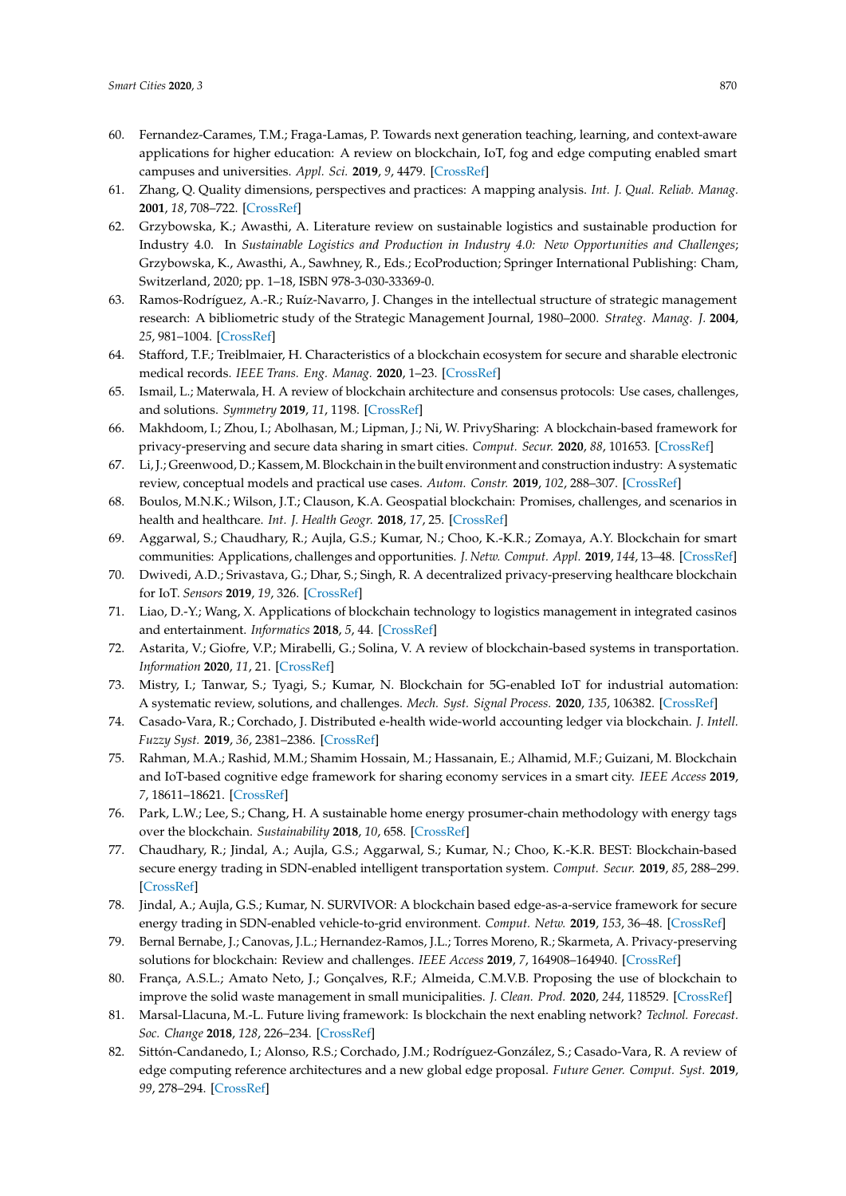60. Fernandez-Carames, T.M.; Fraga-Lamas, P. Towards next generation teaching, learning, and context-aware applications for higher education: A review on blockchain, IoT, fog and edge computing enabled smart campuses and universities. *Appl. Sci.* **2019**, *9*, 4479. [CrossRef]
61. Zhang, Q. Quality dimensions, perspectives and practices: A mapping analysis. *Int. J. Qual. Reliab. Manag.* **2001**, *18*, 708–722. [CrossRef]
62. Grzybowska, K.; Awasthi, A. Literature review on sustainable logistics and sustainable production for Industry 4.0. In *Sustainable Logistics and Production in Industry 4.0: New Opportunities and Challenges*; Grzybowska, K., Awasthi, A., Sawhney, R., Eds.; EcoProduction; Springer International Publishing: Cham, Switzerland, 2020; pp. 1–18, ISBN 978-3-030-33369-0.
63. Ramos-Rodríguez, A.-R.; Ruíz-Navarro, J. Changes in the intellectual structure of strategic management research: A bibliometric study of the Strategic Management Journal, 1980–2000. *Strateg. Manag. J.* **2004**, *25*, 981–1004. [CrossRef]
64. Stafford, T.F.; Treiblmaier, H. Characteristics of a blockchain ecosystem for secure and sharable electronic medical records. *IEEE Trans. Eng. Manag.* **2020**, 1–23. [CrossRef]
65. Ismail, L.; Materwala, H. A review of blockchain architecture and consensus protocols: Use cases, challenges, and solutions. *Symmetry* **2019**, *11*, 1198. [CrossRef]
66. Makhdoom, I.; Zhou, I.; Abolhasan, M.; Lipman, J.; Ni, W. PrivySharing: A blockchain-based framework for privacy-preserving and secure data sharing in smart cities. *Comput. Secur.* **2020**, *88*, 101653. [CrossRef]
67. Li, J.; Greenwood, D.; Kassem, M. Blockchain in the built environment and construction industry: A systematic review, conceptual models and practical use cases. *Autom. Constr.* **2019**, *102*, 288–307. [CrossRef]
68. Boulos, M.N.K.; Wilson, J.T.; Clauson, K.A. Geospatial blockchain: Promises, challenges, and scenarios in health and healthcare. *Int. J. Health Geogr.* **2018**, *17*, 25. [CrossRef]
69. Aggarwal, S.; Chaudhary, R.; Aujla, G.S.; Kumar, N.; Choo, K.-K.R.; Zomaya, A.Y. Blockchain for smart communities: Applications, challenges and opportunities. *J. Netw. Comput. Appl.* **2019**, *144*, 13–48. [CrossRef]
70. Dwivedi, A.D.; Srivastava, G.; Dhar, S.; Singh, R. A decentralized privacy-preserving healthcare blockchain for IoT. *Sensors* **2019**, *19*, 326. [CrossRef]
71. Liao, D.-Y.; Wang, X. Applications of blockchain technology to logistics management in integrated casinos and entertainment. *Informatics* **2018**, *5*, 44. [CrossRef]
72. Astarita, V.; Giofre, V.P.; Mirabelli, G.; Solina, V. A review of blockchain-based systems in transportation. *Information* **2020**, *11*, 21. [CrossRef]
73. Mistry, I.; Tanwar, S.; Tyagi, S.; Kumar, N. Blockchain for 5G-enabled IoT for industrial automation: A systematic review, solutions, and challenges. *Mech. Syst. Signal Process.* **2020**, *135*, 106382. [CrossRef]
74. Casado-Vara, R.; Corchado, J. Distributed e-health wide-world accounting ledger via blockchain. *J. Intell. Fuzzy Syst.* **2019**, *36*, 2381–2386. [CrossRef]
75. Rahman, M.A.; Rashid, M.M.; Shamim Hossain, M.; Hassanain, E.; Alhamid, M.F.; Guizani, M. Blockchain and IoT-based cognitive edge framework for sharing economy services in a smart city. *IEEE Access* **2019**, *7*, 18611–18621. [CrossRef]
76. Park, L.W.; Lee, S.; Chang, H. A sustainable home energy prosumer-chain methodology with energy tags over the blockchain. *Sustainability* **2018**, *10*, 658. [CrossRef]
77. Chaudhary, R.; Jindal, A.; Aujla, G.S.; Aggarwal, S.; Kumar, N.; Choo, K.-K.R. BEST: Blockchain-based secure energy trading in SDN-enabled intelligent transportation system. *Comput. Secur.* **2019**, *85*, 288–299. [CrossRef]
78. Jindal, A.; Aujla, G.S.; Kumar, N. SURVIVOR: A blockchain based edge-as-a-service framework for secure energy trading in SDN-enabled vehicle-to-grid environment. *Comput. Netw.* **2019**, *153*, 36–48. [CrossRef]
79. Bernal Bernabe, J.; Canovas, J.L.; Hernandez-Ramos, J.L.; Torres Moreno, R.; Skarmeta, A. Privacy-preserving solutions for blockchain: Review and challenges. *IEEE Access* **2019**, *7*, 164908–164940. [CrossRef]
80. França, A.S.L.; Amato Neto, J.; Gonçalves, R.F.; Almeida, C.M.V.B. Proposing the use of blockchain to improve the solid waste management in small municipalities. *J. Clean. Prod.* **2020**, *244*, 118529. [CrossRef]
81. Marsal-Llacuna, M.-L. Future living framework: Is blockchain the next enabling network? *Technol. Forecast. Soc. Change* **2018**, *128*, 226–234. [CrossRef]
82. Sittón-Candanedo, I.; Alonso, R.S.; Corchado, J.M.; Rodríguez-González, S.; Casado-Vara, R. A review of edge computing reference architectures and a new global edge proposal. *Future Gener. Comput. Syst.* **2019**, *99*, 278–294. [CrossRef]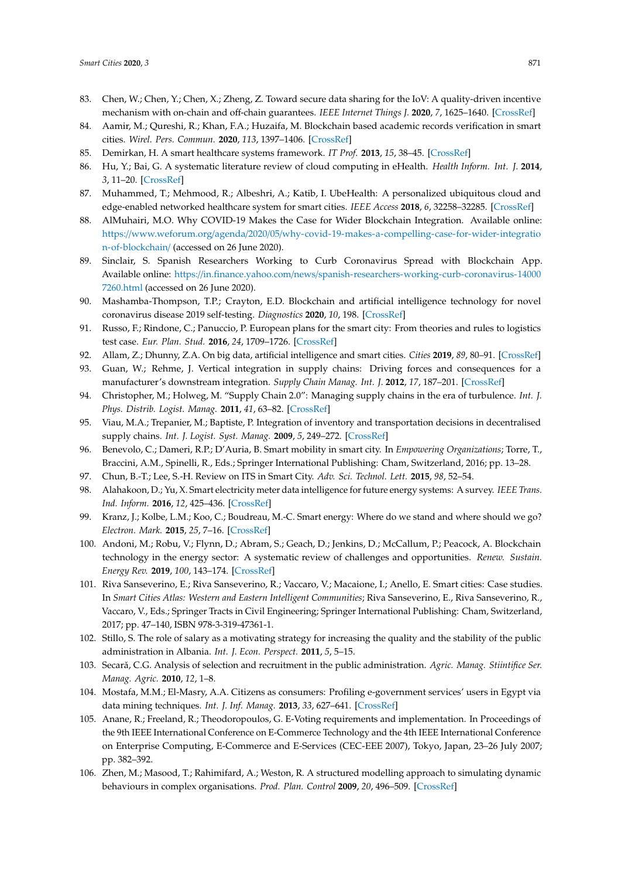83. Chen, W.; Chen, Y.; Chen, X.; Zheng, Z. Toward secure data sharing for the IoV: A quality-driven incentive mechanism with on-chain and off-chain guarantees. *IEEE Internet Things J.* **2020**, *7*, 1625–1640. [CrossRef]
84. Aamir, M.; Qureshi, R.; Khan, F.A.; Huzaifa, M. Blockchain based academic records verification in smart cities. *Wirel. Pers. Commun.* **2020**, *113*, 1397–1406. [CrossRef]
85. Demirkan, H. A smart healthcare systems framework. *IT Prof.* **2013**, *15*, 38–45. [CrossRef]
86. Hu, Y.; Bai, G. A systematic literature review of cloud computing in eHealth. *Health Inform. Int. J.* **2014**, *3*, 11–20. [CrossRef]
87. Muhammed, T.; Mehmood, R.; Albeshri, A.; Katib, I. UbeHealth: A personalized ubiquitous cloud and edge-enabled networked healthcare system for smart cities. *IEEE Access* **2018**, *6*, 32258–32285. [CrossRef]
88. AlMuhairi, M.O. Why COVID-19 Makes the Case for Wider Blockchain Integration. Available online: https://www.weforum.org/agenda/2020/05/why-covid-19-makes-a-compelling-case-for-wider-integration-of-blockchain/ (accessed on 26 June 2020).
89. Sinclair, S. Spanish Researchers Working to Curb Coronavirus Spread with Blockchain App. Available online: https://in.finance.yahoo.com/news/spanish-researchers-working-curb-coronavirus-140007260.html (accessed on 26 June 2020).
90. Mashamba-Thompson, T.P.; Crayton, E.D. Blockchain and artificial intelligence technology for novel coronavirus disease 2019 self-testing. *Diagnostics* **2020**, *10*, 198. [CrossRef]
91. Russo, F.; Rindone, C.; Panuccio, P. European plans for the smart city: From theories and rules to logistics test case. *Eur. Plan. Stud.* **2016**, *24*, 1709–1726. [CrossRef]
92. Allam, Z.; Dhunny, Z.A. On big data, artificial intelligence and smart cities. *Cities* **2019**, *89*, 80–91. [CrossRef]
93. Guan, W.; Rehme, J. Vertical integration in supply chains: Driving forces and consequences for a manufacturer's downstream integration. *Supply Chain Manag. Int. J.* **2012**, *17*, 187–201. [CrossRef]
94. Christopher, M.; Holweg, M. "Supply Chain 2.0": Managing supply chains in the era of turbulence. *Int. J. Phys. Distrib. Logist. Manag.* **2011**, *41*, 63–82. [CrossRef]
95. Viau, M.A.; Trepanier, M.; Baptiste, P. Integration of inventory and transportation decisions in decentralised supply chains. *Int. J. Logist. Syst. Manag.* **2009**, *5*, 249–272. [CrossRef]
96. Benevolo, C.; Dameri, R.P.; D'Auria, B. Smart mobility in smart city. In *Empowering Organizations*; Torre, T., Braccini, A.M., Spinelli, R., Eds.; Springer International Publishing: Cham, Switzerland, 2016; pp. 13–28.
97. Chun, B.-T.; Lee, S.-H. Review on ITS in Smart City. *Adv. Sci. Technol. Lett.* **2015**, *98*, 52–54.
98. Alahakoon, D.; Yu, X. Smart electricity meter data intelligence for future energy systems: A survey. *IEEE Trans. Ind. Inform.* **2016**, *12*, 425–436. [CrossRef]
99. Kranz, J.; Kolbe, L.M.; Koo, C.; Boudreau, M.-C. Smart energy: Where do we stand and where should we go? *Electron. Mark.* **2015**, *25*, 7–16. [CrossRef]
100. Andoni, M.; Robu, V.; Flynn, D.; Abram, S.; Geach, D.; Jenkins, D.; McCallum, P.; Peacock, A. Blockchain technology in the energy sector: A systematic review of challenges and opportunities. *Renew. Sustain. Energy Rev.* **2019**, *100*, 143–174. [CrossRef]
101. Riva Sanseverino, E.; Riva Sanseverino, R.; Vaccaro, V.; Macaione, I.; Anello, E. Smart cities: Case studies. In *Smart Cities Atlas: Western and Eastern Intelligent Communities*; Riva Sanseverino, E., Riva Sanseverino, R., Vaccaro, V., Eds.; Springer Tracts in Civil Engineering; Springer International Publishing: Cham, Switzerland, 2017; pp. 47–140, ISBN 978-3-319-47361-1.
102. Stillo, S. The role of salary as a motivating strategy for increasing the quality and the stability of the public administration in Albania. *Int. J. Econ. Perspect.* **2011**, *5*, 5–15.
103. Secară, C.G. Analysis of selection and recruitment in the public administration. *Agric. Manag. Stiintifice Ser. Manag. Agric.* **2010**, *12*, 1–8.
104. Mostafa, M.M.; El-Masry, A.A. Citizens as consumers: Profiling e-government services' users in Egypt via data mining techniques. *Int. J. Inf. Manag.* **2013**, *33*, 627–641. [CrossRef]
105. Anane, R.; Freeland, R.; Theodoropoulos, G. E-Voting requirements and implementation. In Proceedings of the 9th IEEE International Conference on E-Commerce Technology and the 4th IEEE International Conference on Enterprise Computing, E-Commerce and E-Services (CEC-EEE 2007), Tokyo, Japan, 23–26 July 2007; pp. 382–392.
106. Zhen, M.; Masood, T.; Rahimifard, A.; Weston, R. A structured modelling approach to simulating dynamic behaviours in complex organisations. *Prod. Plan. Control* **2009**, *20*, 496–509. [CrossRef]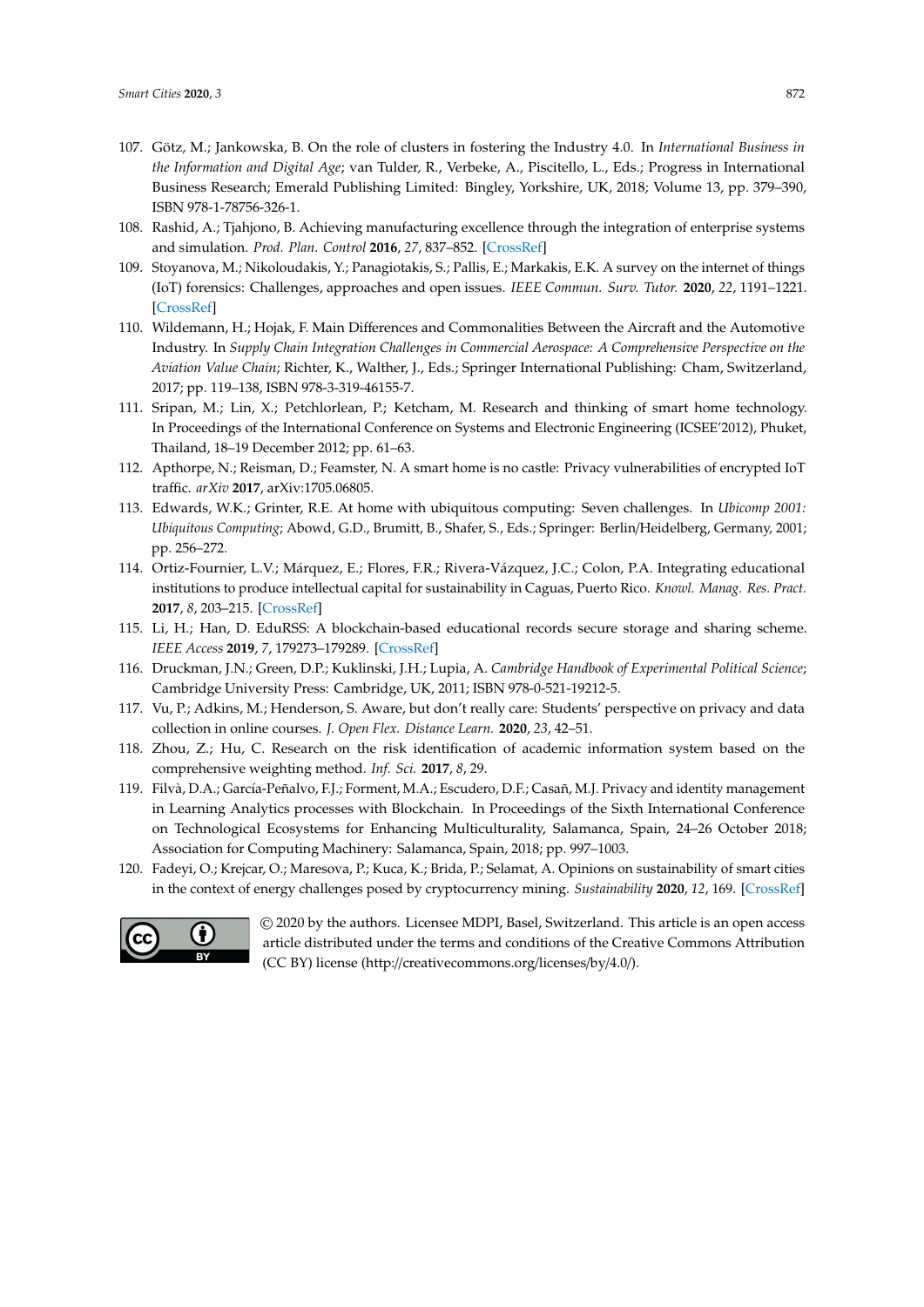107. Götz, M.; Jankowska, B. On the role of clusters in fostering the Industry 4.0. In *International Business in the Information and Digital Age*; van Tulder, R., Verbeke, A., Piscitello, L., Eds.; Progress in International Business Research; Emerald Publishing Limited: Bingley, Yorkshire, UK, 2018; Volume 13, pp. 379–390, ISBN 978-1-78756-326-1.
108. Rashid, A.; Tjahjono, B. Achieving manufacturing excellence through the integration of enterprise systems and simulation. *Prod. Plan. Control* **2016**, *27*, 837–852. [CrossRef]
109. Stoyanova, M.; Nikoloudakis, Y.; Panagiotakis, S.; Pallis, E.; Markakis, E.K. A survey on the internet of things (IoT) forensics: Challenges, approaches and open issues. *IEEE Commun. Surv. Tutor.* **2020**, *22*, 1191–1221. [CrossRef]
110. Wildemann, H.; Hojak, F. Main Differences and Commonalities Between the Aircraft and the Automotive Industry. In *Supply Chain Integration Challenges in Commercial Aerospace: A Comprehensive Perspective on the Aviation Value Chain*; Richter, K., Walther, J., Eds.; Springer International Publishing: Cham, Switzerland, 2017; pp. 119–138, ISBN 978-3-319-46155-7.
111. Sripan, M.; Lin, X.; Petchlorlean, P.; Ketcham, M. Research and thinking of smart home technology. In Proceedings of the International Conference on Systems and Electronic Engineering (ICSEE'2012), Phuket, Thailand, 18–19 December 2012; pp. 61–63.
112. Apthorpe, N.; Reisman, D.; Feamster, N. A smart home is no castle: Privacy vulnerabilities of encrypted IoT traffic. *arXiv* **2017**, arXiv:1705.06805.
113. Edwards, W.K.; Grinter, R.E. At home with ubiquitous computing: Seven challenges. In *Ubicomp 2001: Ubiquitous Computing*; Abowd, G.D., Brumitt, B., Shafer, S., Eds.; Springer: Berlin/Heidelberg, Germany, 2001; pp. 256–272.
114. Ortiz-Fournier, L.V.; Márquez, E.; Flores, F.R.; Rivera-Vázquez, J.C.; Colon, P.A. Integrating educational institutions to produce intellectual capital for sustainability in Caguas, Puerto Rico. *Knowl. Manag. Res. Pract.* **2017**, *8*, 203–215. [CrossRef]
115. Li, H.; Han, D. EduRSS: A blockchain-based educational records secure storage and sharing scheme. *IEEE Access* **2019**, *7*, 179273–179289. [CrossRef]
116. Druckman, J.N.; Green, D.P.; Kuklinski, J.H.; Lupia, A. *Cambridge Handbook of Experimental Political Science*; Cambridge University Press: Cambridge, UK, 2011; ISBN 978-0-521-19212-5.
117. Vu, P.; Adkins, M.; Henderson, S. Aware, but don't really care: Students' perspective on privacy and data collection in online courses. *J. Open Flex. Distance Learn.* **2020**, *23*, 42–51.
118. Zhou, Z.; Hu, C. Research on the risk identification of academic information system based on the comprehensive weighting method. *Inf. Sci.* **2017**, *8*, 29.
119. Filvà, D.A.; García-Peñalvo, F.J.; Forment, M.A.; Escudero, D.F.; Casañ, M.J. Privacy and identity management in Learning Analytics processes with Blockchain. In Proceedings of the Sixth International Conference on Technological Ecosystems for Enhancing Multiculturality, Salamanca, Spain, 24–26 October 2018; Association for Computing Machinery: Salamanca, Spain, 2018; pp. 997–1003.
120. Fadeyi, O.; Krejcar, O.; Maresova, P.; Kuca, K.; Brida, P.; Selamat, A. Opinions on sustainability of smart cities in the context of energy challenges posed by cryptocurrency mining. *Sustainability* **2020**, *12*, 169. [CrossRef]

© 2020 by the authors. Licensee MDPI, Basel, Switzerland. This article is an open access article distributed under the terms and conditions of the Creative Commons Attribution (CC BY) license (http://creativecommons.org/licenses/by/4.0/).